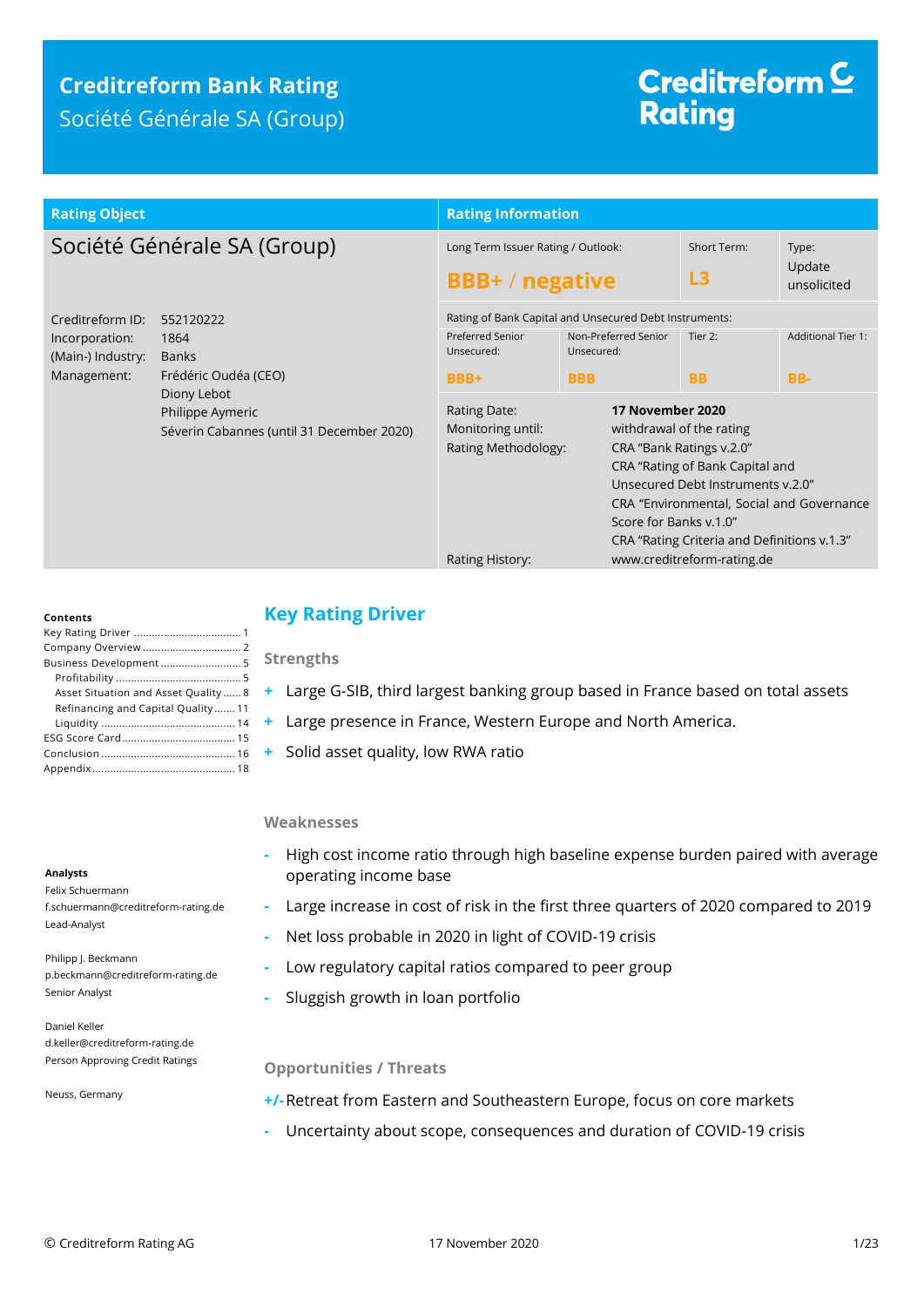# Creditreform Bank Rating

Société Générale SA (Group)

Creditreform Rating

| Rating Object | Rating Information | | | |
|---|---|---|---|---|
| **Société Générale SA (Group)** | Long Term Issuer Rating / Outlook: **BBB+ / negative** | | Short Term: **L3** | Type: Update unsolicited |
| Creditreform ID: 552120222<br>Incorporation: 1864<br>(Main-) Industry: Banks<br>Management: Frédéric Oudéa (CEO), Diony Lebot, Philippe Aymeric, Séverin Cabannes (until 31 December 2020) | Rating of Bank Capital and Unsecured Debt Instruments: | | | |
| | Preferred Senior Unsecured: **BBB+** | Non-Preferred Senior Unsecured: **BBB** | Tier 2: **BB** | Additional Tier 1: **BB-** |

Rating Date: **17 November 2020**

Monitoring until: withdrawal of the rating

Rating Methodology: CRA "Bank Ratings v.2.0"
CRA "Rating of Bank Capital and Unsecured Debt Instruments v.2.0"
CRA "Environmental, Social and Governance Score for Banks v.1.0"
CRA "Rating Criteria and Definitions v.1.3"

Rating History: www.creditreform-rating.de

**Contents**

- Key Rating Driver ... 1
- Company Overview ... 2
- Business Development ... 5
  - Profitability ... 5
  - Asset Situation and Asset Quality ... 8
  - Refinancing and Capital Quality ... 11
  - Liquidity ... 14
- ESG Score Card ... 15
- Conclusion ... 16
- Appendix ... 18

**Analysts**

Felix Schuermann
f.schuermann@creditreform-rating.de
Lead-Analyst

Philipp J. Beckmann
p.beckmann@creditreform-rating.de
Senior Analyst

Daniel Keller
d.keller@creditreform-rating.de
Person Approving Credit Ratings

Neuss, Germany

## Key Rating Driver

### Strengths

- \+ Large G-SIB, third largest banking group based in France based on total assets
- \+ Large presence in France, Western Europe and North America.
- \+ Solid asset quality, low RWA ratio

### Weaknesses

- High cost income ratio through high baseline expense burden paired with average operating income base
- Large increase in cost of risk in the first three quarters of 2020 compared to 2019
- Net loss probable in 2020 in light of COVID-19 crisis
- Low regulatory capital ratios compared to peer group
- Sluggish growth in loan portfolio

### Opportunities / Threats

+/- Retreat from Eastern and Southeastern Europe, focus on core markets

- Uncertainty about scope, consequences and duration of COVID-19 crisis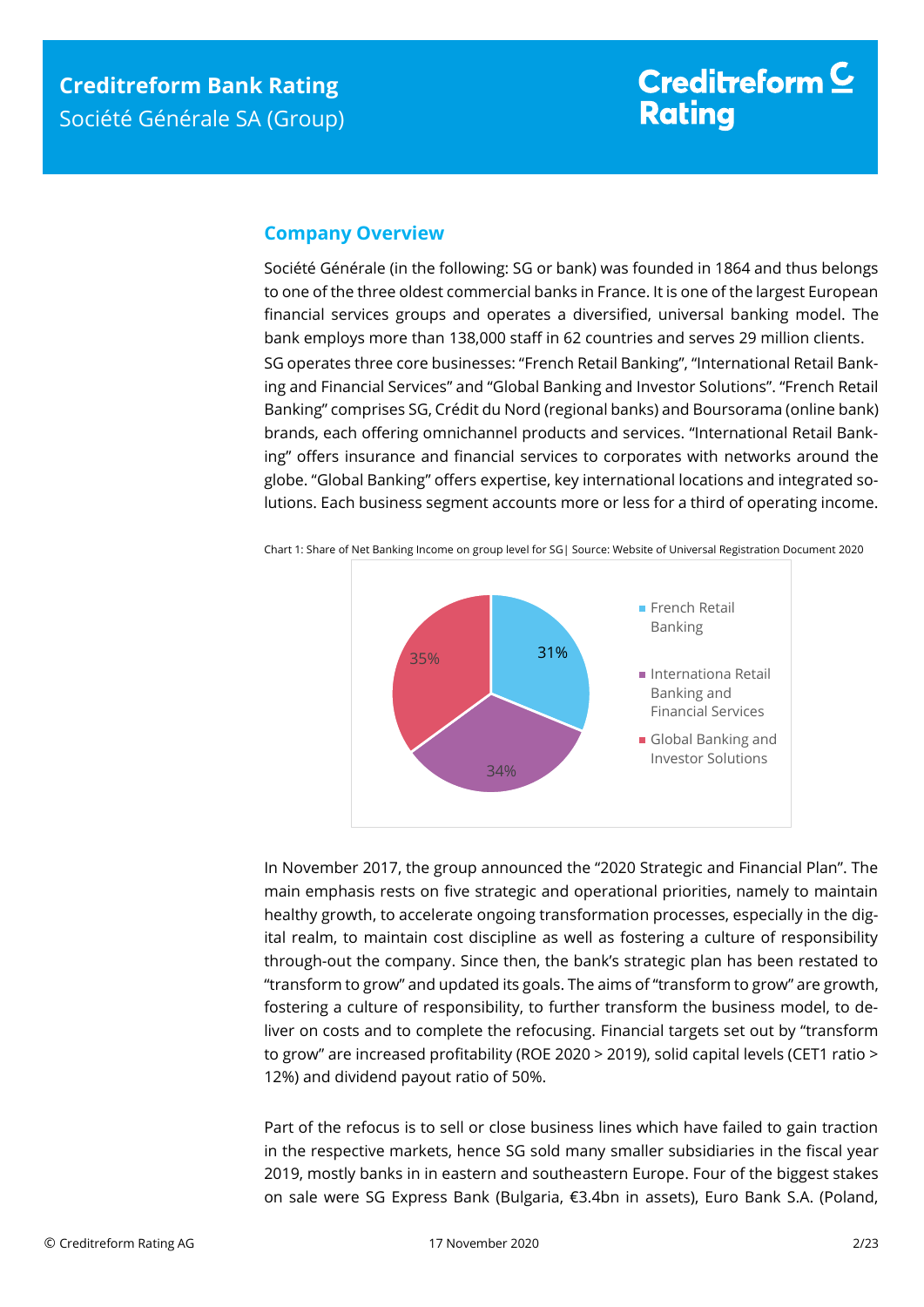## Company Overview

Société Générale (in the following: SG or bank) was founded in 1864 and thus belongs to one of the three oldest commercial banks in France. It is one of the largest European financial services groups and operates a diversified, universal banking model. The bank employs more than 138,000 staff in 62 countries and serves 29 million clients.

SG operates three core businesses: "French Retail Banking", "International Retail Banking and Financial Services" and "Global Banking and Investor Solutions". "French Retail Banking" comprises SG, Crédit du Nord (regional banks) and Boursorama (online bank) brands, each offering omnichannel products and services. "International Retail Banking" offers insurance and financial services to corporates with networks around the globe. "Global Banking" offers expertise, key international locations and integrated solutions. Each business segment accounts more or less for a third of operating income.

Chart 1: Share of Net Banking Income on group level for SG| Source: Website of Universal Registration Document 2020

| Segment | Share |
|---|---|
| French Retail Banking | 31% |
| Internationa Retail Banking and Financial Services | 34% |
| Global Banking and Investor Solutions | 35% |

In November 2017, the group announced the "2020 Strategic and Financial Plan". The main emphasis rests on five strategic and operational priorities, namely to maintain healthy growth, to accelerate ongoing transformation processes, especially in the digital realm, to maintain cost discipline as well as fostering a culture of responsibility through-out the company. Since then, the bank's strategic plan has been restated to "transform to grow" and updated its goals. The aims of "transform to grow" are growth, fostering a culture of responsibility, to further transform the business model, to deliver on costs and to complete the refocusing. Financial targets set out by "transform to grow" are increased profitability (ROE 2020 > 2019), solid capital levels (CET1 ratio > 12%) and dividend payout ratio of 50%.

Part of the refocus is to sell or close business lines which have failed to gain traction in the respective markets, hence SG sold many smaller subsidiaries in the fiscal year 2019, mostly banks in in eastern and southeastern Europe. Four of the biggest stakes on sale were SG Express Bank (Bulgaria, €3.4bn in assets), Euro Bank S.A. (Poland,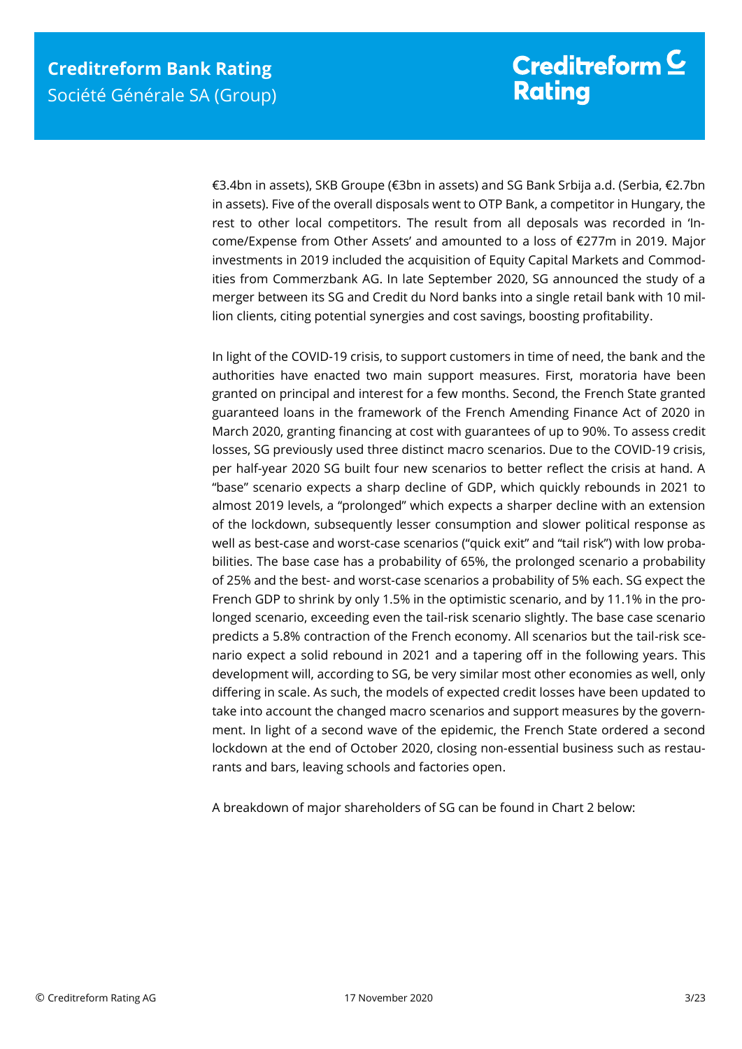€3.4bn in assets), SKB Groupe (€3bn in assets) and SG Bank Srbija a.d. (Serbia, €2.7bn in assets). Five of the overall disposals went to OTP Bank, a competitor in Hungary, the rest to other local competitors. The result from all deposals was recorded in 'Income/Expense from Other Assets' and amounted to a loss of €277m in 2019. Major investments in 2019 included the acquisition of Equity Capital Markets and Commodities from Commerzbank AG. In late September 2020, SG announced the study of a merger between its SG and Credit du Nord banks into a single retail bank with 10 million clients, citing potential synergies and cost savings, boosting profitability.

In light of the COVID-19 crisis, to support customers in time of need, the bank and the authorities have enacted two main support measures. First, moratoria have been granted on principal and interest for a few months. Second, the French State granted guaranteed loans in the framework of the French Amending Finance Act of 2020 in March 2020, granting financing at cost with guarantees of up to 90%. To assess credit losses, SG previously used three distinct macro scenarios. Due to the COVID-19 crisis, per half-year 2020 SG built four new scenarios to better reflect the crisis at hand. A "base" scenario expects a sharp decline of GDP, which quickly rebounds in 2021 to almost 2019 levels, a "prolonged" which expects a sharper decline with an extension of the lockdown, subsequently lesser consumption and slower political response as well as best-case and worst-case scenarios ("quick exit" and "tail risk") with low probabilities. The base case has a probability of 65%, the prolonged scenario a probability of 25% and the best- and worst-case scenarios a probability of 5% each. SG expect the French GDP to shrink by only 1.5% in the optimistic scenario, and by 11.1% in the prolonged scenario, exceeding even the tail-risk scenario slightly. The base case scenario predicts a 5.8% contraction of the French economy. All scenarios but the tail-risk scenario expect a solid rebound in 2021 and a tapering off in the following years. This development will, according to SG, be very similar most other economies as well, only differing in scale. As such, the models of expected credit losses have been updated to take into account the changed macro scenarios and support measures by the government. In light of a second wave of the epidemic, the French State ordered a second lockdown at the end of October 2020, closing non-essential business such as restaurants and bars, leaving schools and factories open.

A breakdown of major shareholders of SG can be found in Chart 2 below: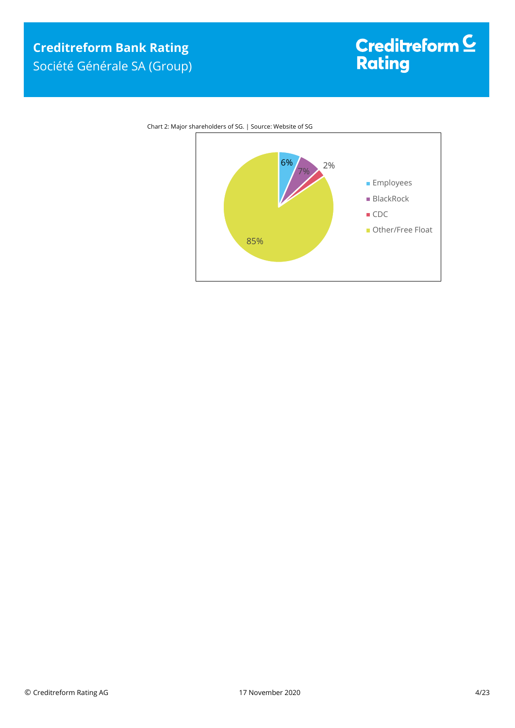Chart 2: Major shareholders of SG. | Source: Website of SG

| Shareholder | Share |
|---|---|
| Employees | 6% |
| BlackRock | 7% |
| CDC | 2% |
| Other/Free Float | 85% |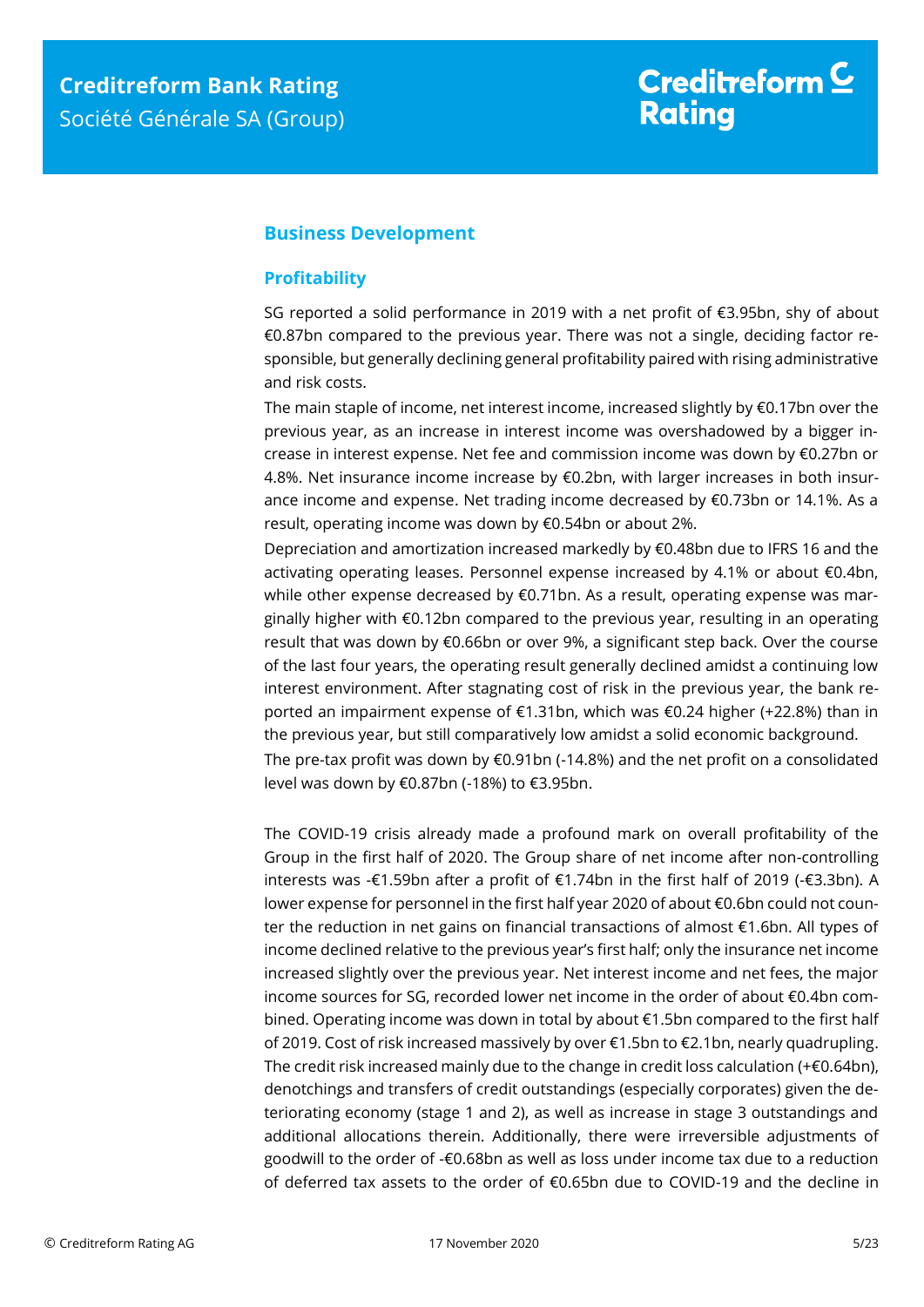## Business Development

### Profitability

SG reported a solid performance in 2019 with a net profit of €3.95bn, shy of about €0.87bn compared to the previous year. There was not a single, deciding factor responsible, but generally declining general profitability paired with rising administrative and risk costs.

The main staple of income, net interest income, increased slightly by €0.17bn over the previous year, as an increase in interest income was overshadowed by a bigger increase in interest expense. Net fee and commission income was down by €0.27bn or 4.8%. Net insurance income increase by €0.2bn, with larger increases in both insurance income and expense. Net trading income decreased by €0.73bn or 14.1%. As a result, operating income was down by €0.54bn or about 2%.

Depreciation and amortization increased markedly by €0.48bn due to IFRS 16 and the activating operating leases. Personnel expense increased by 4.1% or about €0.4bn, while other expense decreased by €0.71bn. As a result, operating expense was marginally higher with €0.12bn compared to the previous year, resulting in an operating result that was down by €0.66bn or over 9%, a significant step back. Over the course of the last four years, the operating result generally declined amidst a continuing low interest environment. After stagnating cost of risk in the previous year, the bank reported an impairment expense of €1.31bn, which was €0.24 higher (+22.8%) than in the previous year, but still comparatively low amidst a solid economic background.

The pre-tax profit was down by €0.91bn (-14.8%) and the net profit on a consolidated level was down by €0.87bn (-18%) to €3.95bn.

The COVID-19 crisis already made a profound mark on overall profitability of the Group in the first half of 2020. The Group share of net income after non-controlling interests was -€1.59bn after a profit of €1.74bn in the first half of 2019 (-€3.3bn). A lower expense for personnel in the first half year 2020 of about €0.6bn could not counter the reduction in net gains on financial transactions of almost €1.6bn. All types of income declined relative to the previous year's first half; only the insurance net income increased slightly over the previous year. Net interest income and net fees, the major income sources for SG, recorded lower net income in the order of about €0.4bn combined. Operating income was down in total by about €1.5bn compared to the first half of 2019. Cost of risk increased massively by over €1.5bn to €2.1bn, nearly quadrupling. The credit risk increased mainly due to the change in credit loss calculation (+€0.64bn), denotchings and transfers of credit outstandings (especially corporates) given the deteriorating economy (stage 1 and 2), as well as increase in stage 3 outstandings and additional allocations therein. Additionally, there were irreversible adjustments of goodwill to the order of -€0.68bn as well as loss under income tax due to a reduction of deferred tax assets to the order of €0.65bn due to COVID-19 and the decline in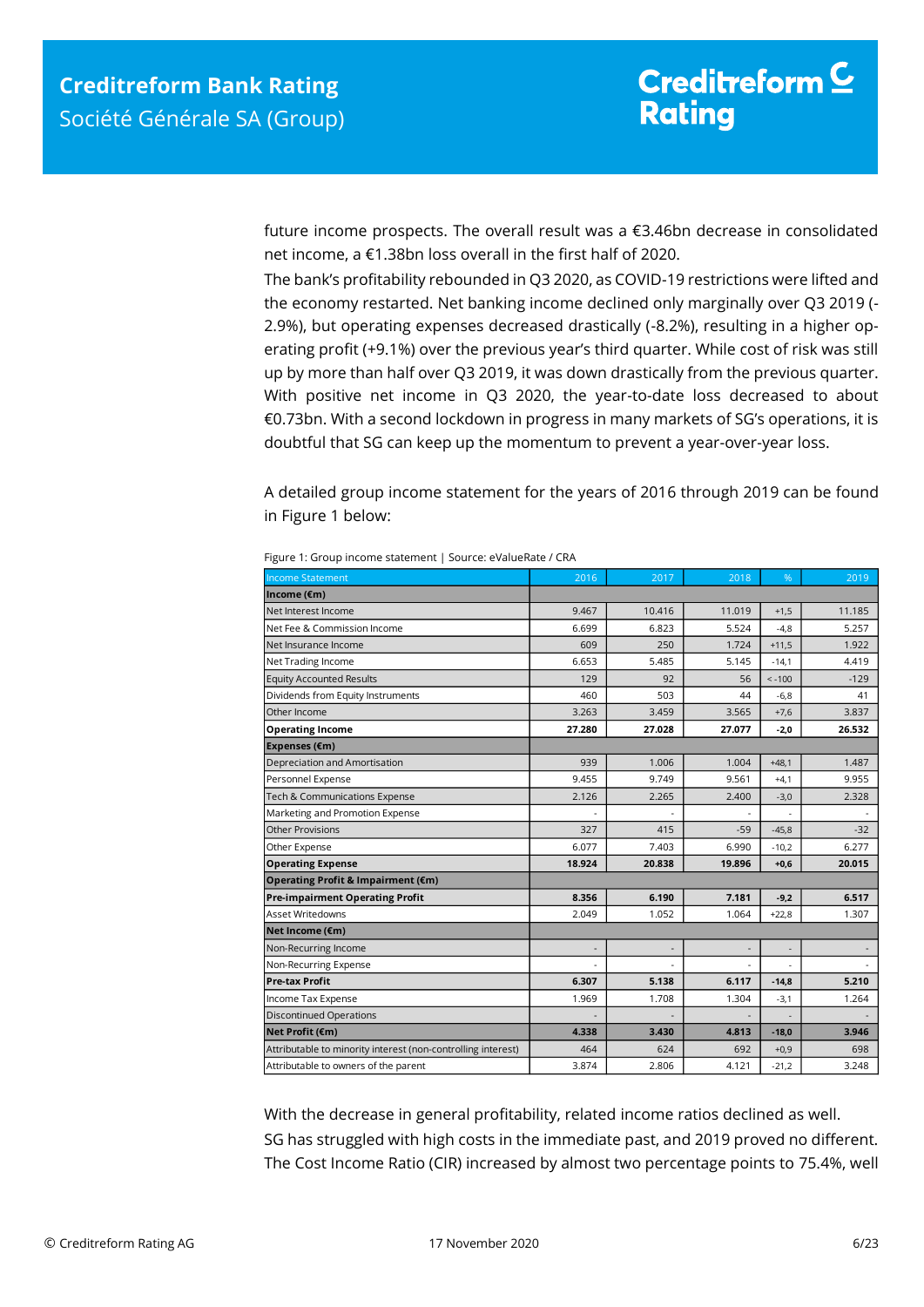future income prospects. The overall result was a €3.46bn decrease in consolidated net income, a €1.38bn loss overall in the first half of 2020.

The bank's profitability rebounded in Q3 2020, as COVID-19 restrictions were lifted and the economy restarted. Net banking income declined only marginally over Q3 2019 (-2.9%), but operating expenses decreased drastically (-8.2%), resulting in a higher operating profit (+9.1%) over the previous year's third quarter. While cost of risk was still up by more than half over Q3 2019, it was down drastically from the previous quarter. With positive net income in Q3 2020, the year-to-date loss decreased to about €0.73bn. With a second lockdown in progress in many markets of SG's operations, it is doubtful that SG can keep up the momentum to prevent a year-over-year loss.

A detailed group income statement for the years of 2016 through 2019 can be found in Figure 1 below:

Figure 1: Group income statement | Source: eValueRate / CRA

| Income Statement | 2016 | 2017 | 2018 | % | 2019 |
|---|---|---|---|---|---|
| **Income (€m)** | | | | | |
| Net Interest Income | 9.467 | 10.416 | 11.019 | +1,5 | 11.185 |
| Net Fee & Commission Income | 6.699 | 6.823 | 5.524 | -4,8 | 5.257 |
| Net Insurance Income | 609 | 250 | 1.724 | +11,5 | 1.922 |
| Net Trading Income | 6.653 | 5.485 | 5.145 | -14,1 | 4.419 |
| Equity Accounted Results | 129 | 92 | 56 | < -100 | -129 |
| Dividends from Equity Instruments | 460 | 503 | 44 | -6,8 | 41 |
| Other Income | 3.263 | 3.459 | 3.565 | +7,6 | 3.837 |
| **Operating Income** | **27.280** | **27.028** | **27.077** | **-2,0** | **26.532** |
| **Expenses (€m)** | | | | | |
| Depreciation and Amortisation | 939 | 1.006 | 1.004 | +48,1 | 1.487 |
| Personnel Expense | 9.455 | 9.749 | 9.561 | +4,1 | 9.955 |
| Tech & Communications Expense | 2.126 | 2.265 | 2.400 | -3,0 | 2.328 |
| Marketing and Promotion Expense | - | - | - | - | - |
| Other Provisions | 327 | 415 | -59 | -45,8 | -32 |
| Other Expense | 6.077 | 7.403 | 6.990 | -10,2 | 6.277 |
| **Operating Expense** | **18.924** | **20.838** | **19.896** | **+0,6** | **20.015** |
| **Operating Profit & Impairment (€m)** | | | | | |
| **Pre-impairment Operating Profit** | **8.356** | **6.190** | **7.181** | **-9,2** | **6.517** |
| Asset Writedowns | 2.049 | 1.052 | 1.064 | +22,8 | 1.307 |
| **Net Income (€m)** | | | | | |
| Non-Recurring Income | - | - | - | - | - |
| Non-Recurring Expense | - | - | - | - | - |
| **Pre-tax Profit** | **6.307** | **5.138** | **6.117** | **-14,8** | **5.210** |
| Income Tax Expense | 1.969 | 1.708 | 1.304 | -3,1 | 1.264 |
| Discontinued Operations | - | - | - | - | - |
| **Net Profit (€m)** | **4.338** | **3.430** | **4.813** | **-18,0** | **3.946** |
| Attributable to minority interest (non-controlling interest) | 464 | 624 | 692 | +0,9 | 698 |
| Attributable to owners of the parent | 3.874 | 2.806 | 4.121 | -21,2 | 3.248 |

With the decrease in general profitability, related income ratios declined as well.

SG has struggled with high costs in the immediate past, and 2019 proved no different. The Cost Income Ratio (CIR) increased by almost two percentage points to 75.4%, well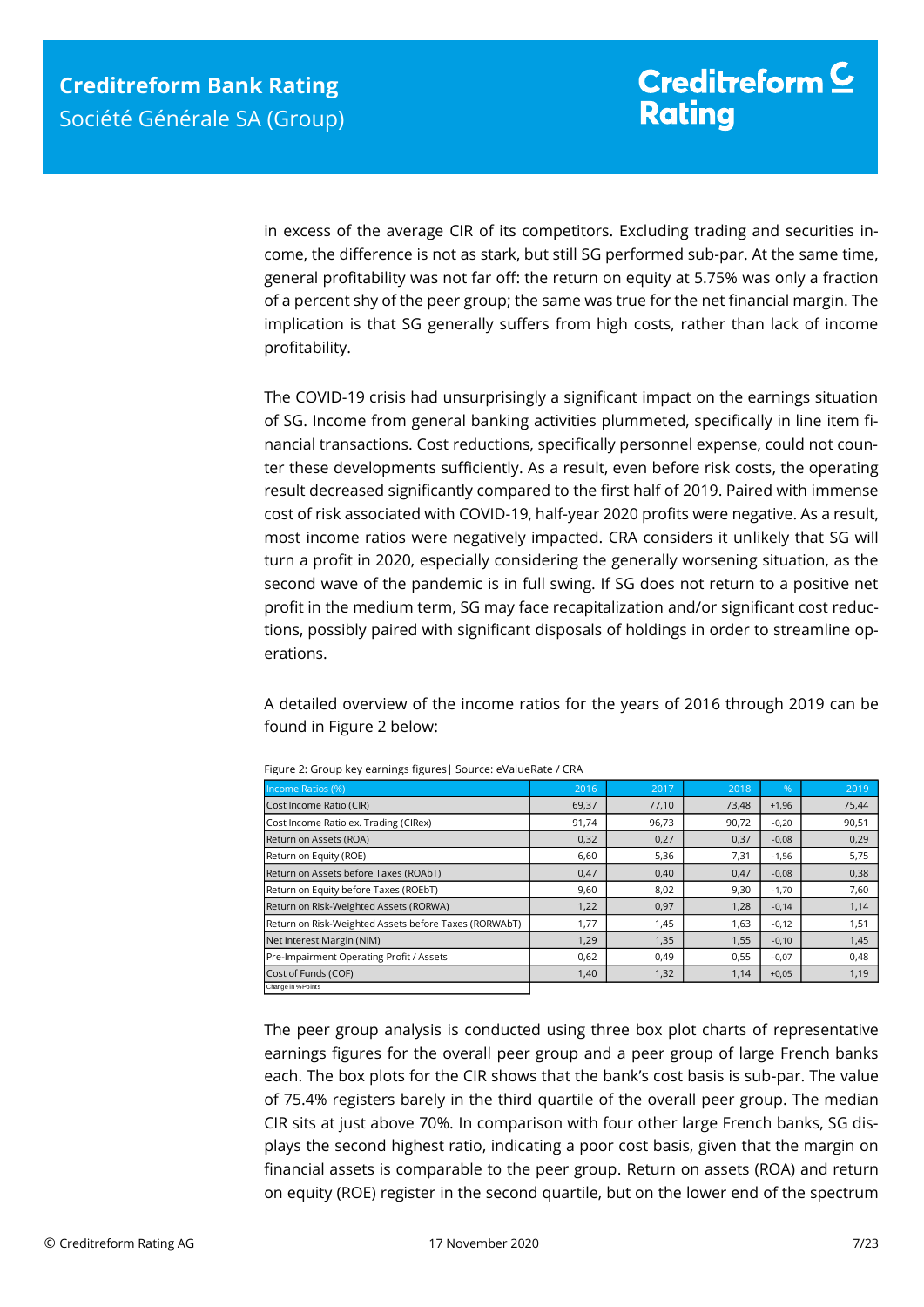in excess of the average CIR of its competitors. Excluding trading and securities income, the difference is not as stark, but still SG performed sub-par. At the same time, general profitability was not far off: the return on equity at 5.75% was only a fraction of a percent shy of the peer group; the same was true for the net financial margin. The implication is that SG generally suffers from high costs, rather than lack of income profitability.

The COVID-19 crisis had unsurprisingly a significant impact on the earnings situation of SG. Income from general banking activities plummeted, specifically in line item financial transactions. Cost reductions, specifically personnel expense, could not counter these developments sufficiently. As a result, even before risk costs, the operating result decreased significantly compared to the first half of 2019. Paired with immense cost of risk associated with COVID-19, half-year 2020 profits were negative. As a result, most income ratios were negatively impacted. CRA considers it unlikely that SG will turn a profit in 2020, especially considering the generally worsening situation, as the second wave of the pandemic is in full swing. If SG does not return to a positive net profit in the medium term, SG may face recapitalization and/or significant cost reductions, possibly paired with significant disposals of holdings in order to streamline operations.

A detailed overview of the income ratios for the years of 2016 through 2019 can be found in Figure 2 below:

Figure 2: Group key earnings figures| Source: eValueRate / CRA

| Income Ratios (%) | 2016 | 2017 | 2018 | % | 2019 |
|---|---|---|---|---|---|
| Cost Income Ratio (CIR) | 69,37 | 77,10 | 73,48 | +1,96 | 75,44 |
| Cost Income Ratio ex. Trading (CIRex) | 91,74 | 96,73 | 90,72 | -0,20 | 90,51 |
| Return on Assets (ROA) | 0,32 | 0,27 | 0,37 | -0,08 | 0,29 |
| Return on Equity (ROE) | 6,60 | 5,36 | 7,31 | -1,56 | 5,75 |
| Return on Assets before Taxes (ROAbT) | 0,47 | 0,40 | 0,47 | -0,08 | 0,38 |
| Return on Equity before Taxes (ROEbT) | 9,60 | 8,02 | 9,30 | -1,70 | 7,60 |
| Return on Risk-Weighted Assets (RORWA) | 1,22 | 0,97 | 1,28 | -0,14 | 1,14 |
| Return on Risk-Weighted Assets before Taxes (RORWAbT) | 1,77 | 1,45 | 1,63 | -0,12 | 1,51 |
| Net Interest Margin (NIM) | 1,29 | 1,35 | 1,55 | -0,10 | 1,45 |
| Pre-Impairment Operating Profit / Assets | 0,62 | 0,49 | 0,55 | -0,07 | 0,48 |
| Cost of Funds (COF) | 1,40 | 1,32 | 1,14 | +0,05 | 1,19 |
| Change in %Points | | | | | |

The peer group analysis is conducted using three box plot charts of representative earnings figures for the overall peer group and a peer group of large French banks each. The box plots for the CIR shows that the bank's cost basis is sub-par. The value of 75.4% registers barely in the third quartile of the overall peer group. The median CIR sits at just above 70%. In comparison with four other large French banks, SG displays the second highest ratio, indicating a poor cost basis, given that the margin on financial assets is comparable to the peer group. Return on assets (ROA) and return on equity (ROE) register in the second quartile, but on the lower end of the spectrum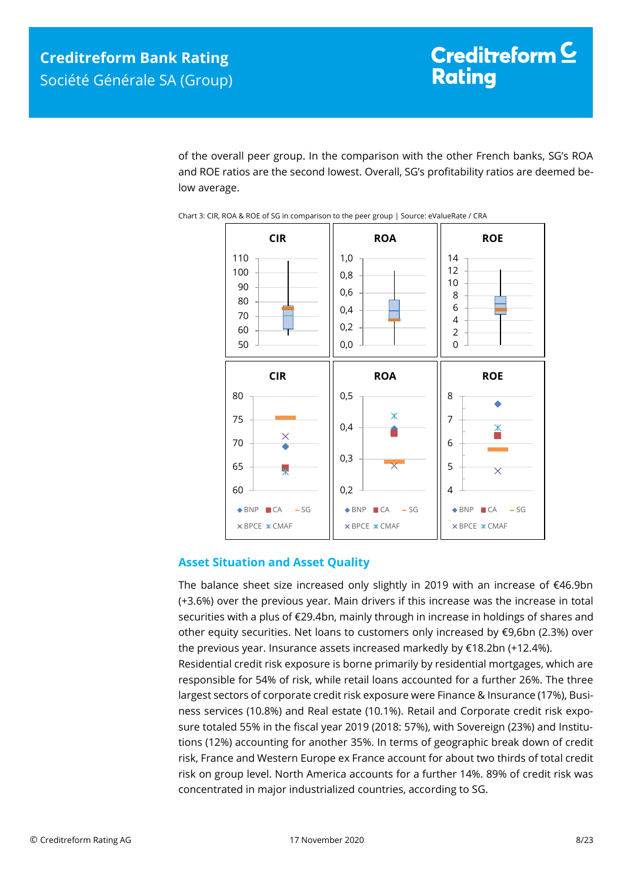of the overall peer group. In the comparison with the other French banks, SG's ROA and ROE ratios are the second lowest. Overall, SG's profitability ratios are deemed below average.

Chart 3: CIR, ROA & ROE of SG in comparison to the peer group | Source: eValueRate / CRA

## Asset Situation and Asset Quality

The balance sheet size increased only slightly in 2019 with an increase of €46.9bn (+3.6%) over the previous year. Main drivers if this increase was the increase in total securities with a plus of €29.4bn, mainly through in increase in holdings of shares and other equity securities. Net loans to customers only increased by €9,6bn (2.3%) over the previous year. Insurance assets increased markedly by €18.2bn (+12.4%).

Residential credit risk exposure is borne primarily by residential mortgages, which are responsible for 54% of risk, while retail loans accounted for a further 26%. The three largest sectors of corporate credit risk exposure were Finance & Insurance (17%), Business services (10.8%) and Real estate (10.1%). Retail and Corporate credit risk exposure totaled 55% in the fiscal year 2019 (2018: 57%), with Sovereign (23%) and Institutions (12%) accounting for another 35%. In terms of geographic break down of credit risk, France and Western Europe ex France account for about two thirds of total credit risk on group level. North America accounts for a further 14%. 89% of credit risk was concentrated in major industrialized countries, according to SG.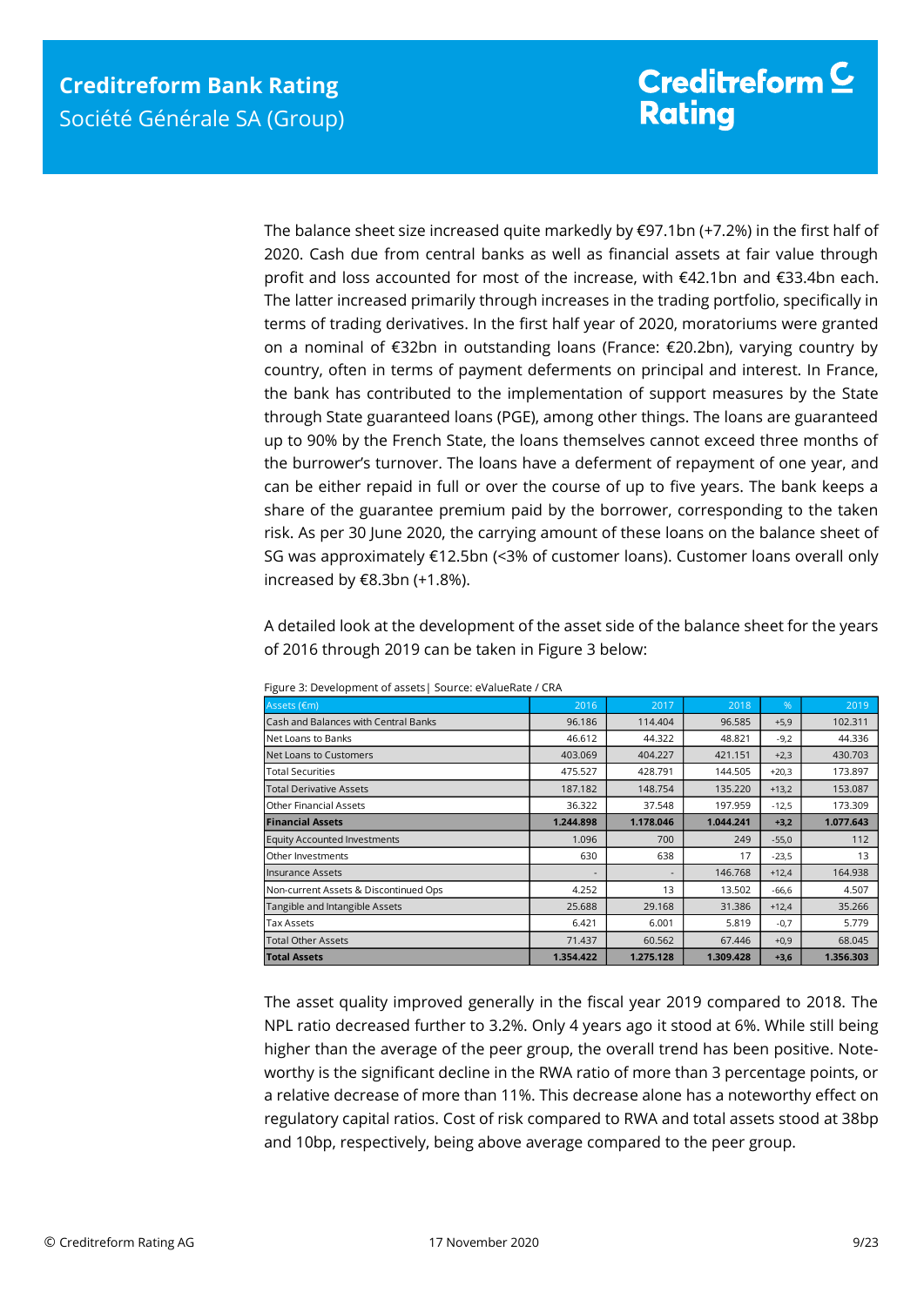The balance sheet size increased quite markedly by €97.1bn (+7.2%) in the first half of 2020. Cash due from central banks as well as financial assets at fair value through profit and loss accounted for most of the increase, with €42.1bn and €33.4bn each. The latter increased primarily through increases in the trading portfolio, specifically in terms of trading derivatives. In the first half year of 2020, moratoriums were granted on a nominal of €32bn in outstanding loans (France: €20.2bn), varying country by country, often in terms of payment deferments on principal and interest. In France, the bank has contributed to the implementation of support measures by the State through State guaranteed loans (PGE), among other things. The loans are guaranteed up to 90% by the French State, the loans themselves cannot exceed three months of the burrower's turnover. The loans have a deferment of repayment of one year, and can be either repaid in full or over the course of up to five years. The bank keeps a share of the guarantee premium paid by the borrower, corresponding to the taken risk. As per 30 June 2020, the carrying amount of these loans on the balance sheet of SG was approximately €12.5bn (<3% of customer loans). Customer loans overall only increased by €8.3bn (+1.8%).

A detailed look at the development of the asset side of the balance sheet for the years of 2016 through 2019 can be taken in Figure 3 below:

Figure 3: Development of assets| Source: eValueRate / CRA

| Assets (€m) | 2016 | 2017 | 2018 | % | 2019 |
|---|---|---|---|---|---|
| Cash and Balances with Central Banks | 96.186 | 114.404 | 96.585 | +5,9 | 102.311 |
| Net Loans to Banks | 46.612 | 44.322 | 48.821 | -9,2 | 44.336 |
| Net Loans to Customers | 403.069 | 404.227 | 421.151 | +2,3 | 430.703 |
| Total Securities | 475.527 | 428.791 | 144.505 | +20,3 | 173.897 |
| Total Derivative Assets | 187.182 | 148.754 | 135.220 | +13,2 | 153.087 |
| Other Financial Assets | 36.322 | 37.548 | 197.959 | -12,5 | 173.309 |
| **Financial Assets** | **1.244.898** | **1.178.046** | **1.044.241** | **+3,2** | **1.077.643** |
| Equity Accounted Investments | 1.096 | 700 | 249 | -55,0 | 112 |
| Other Investments | 630 | 638 | 17 | -23,5 | 13 |
| Insurance Assets | - | - | 146.768 | +12,4 | 164.938 |
| Non-current Assets & Discontinued Ops | 4.252 | 13 | 13.502 | -66,6 | 4.507 |
| Tangible and Intangible Assets | 25.688 | 29.168 | 31.386 | +12,4 | 35.266 |
| Tax Assets | 6.421 | 6.001 | 5.819 | -0,7 | 5.779 |
| Total Other Assets | 71.437 | 60.562 | 67.446 | +0,9 | 68.045 |
| **Total Assets** | **1.354.422** | **1.275.128** | **1.309.428** | **+3,6** | **1.356.303** |

The asset quality improved generally in the fiscal year 2019 compared to 2018. The NPL ratio decreased further to 3.2%. Only 4 years ago it stood at 6%. While still being higher than the average of the peer group, the overall trend has been positive. Noteworthy is the significant decline in the RWA ratio of more than 3 percentage points, or a relative decrease of more than 11%. This decrease alone has a noteworthy effect on regulatory capital ratios. Cost of risk compared to RWA and total assets stood at 38bp and 10bp, respectively, being above average compared to the peer group.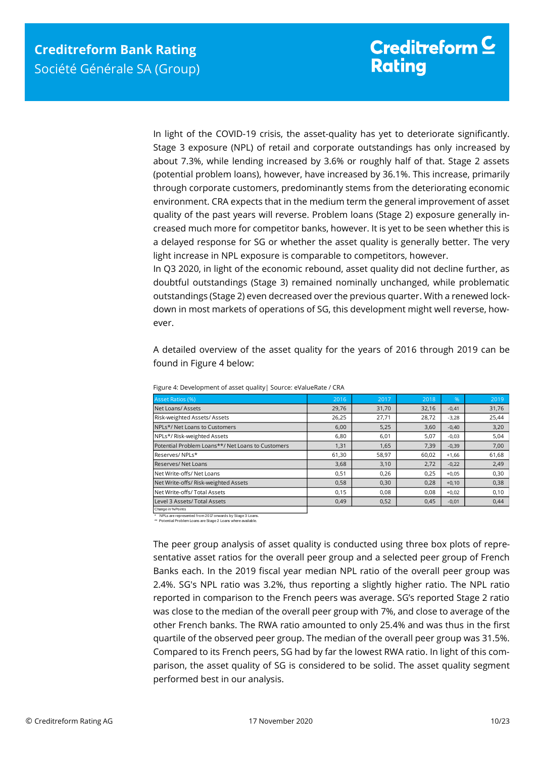In light of the COVID-19 crisis, the asset-quality has yet to deteriorate significantly. Stage 3 exposure (NPL) of retail and corporate outstandings has only increased by about 7.3%, while lending increased by 3.6% or roughly half of that. Stage 2 assets (potential problem loans), however, have increased by 36.1%. This increase, primarily through corporate customers, predominantly stems from the deteriorating economic environment. CRA expects that in the medium term the general improvement of asset quality of the past years will reverse. Problem loans (Stage 2) exposure generally increased much more for competitor banks, however. It is yet to be seen whether this is a delayed response for SG or whether the asset quality is generally better. The very light increase in NPL exposure is comparable to competitors, however.

In Q3 2020, in light of the economic rebound, asset quality did not decline further, as doubtful outstandings (Stage 3) remained nominally unchanged, while problematic outstandings (Stage 2) even decreased over the previous quarter. With a renewed lockdown in most markets of operations of SG, this development might well reverse, however.

A detailed overview of the asset quality for the years of 2016 through 2019 can be found in Figure 4 below:

Figure 4: Development of asset quality| Source: eValueRate / CRA

| Asset Ratios (%) | 2016 | 2017 | 2018 | % | 2019 |
|---|---|---|---|---|---|
| Net Loans/ Assets | 29,76 | 31,70 | 32,16 | -0,41 | 31,76 |
| Risk-weighted Assets/ Assets | 26,25 | 27,71 | 28,72 | -3,28 | 25,44 |
| NPLs*/ Net Loans to Customers | 6,00 | 5,25 | 3,60 | -0,40 | 3,20 |
| NPLs*/ Risk-weighted Assets | 6,80 | 6,01 | 5,07 | -0,03 | 5,04 |
| Potential Problem Loans**/ Net Loans to Customers | 1,31 | 1,65 | 7,39 | -0,39 | 7,00 |
| Reserves/ NPLs* | 61,30 | 58,97 | 60,02 | +1,66 | 61,68 |
| Reserves/ Net Loans | 3,68 | 3,10 | 2,72 | -0,22 | 2,49 |
| Net Write-offs/ Net Loans | 0,51 | 0,26 | 0,25 | +0,05 | 0,30 |
| Net Write-offs/ Risk-weighted Assets | 0,58 | 0,30 | 0,28 | +0,10 | 0,38 |
| Net Write-offs/ Total Assets | 0,15 | 0,08 | 0,08 | +0,02 | 0,10 |
| Level 3 Assets/ Total Assets | 0,49 | 0,52 | 0,45 | -0,01 | 0,44 |
| Change in %Points | | | | | |

\* NPLs are represented from 2017 onwards by Stage 3 Loans.
\*\* Potential Problem Loans are Stage 2 Loans where available.

The peer group analysis of asset quality is conducted using three box plots of representative asset ratios for the overall peer group and a selected peer group of French Banks each. In the 2019 fiscal year median NPL ratio of the overall peer group was 2.4%. SG's NPL ratio was 3.2%, thus reporting a slightly higher ratio. The NPL ratio reported in comparison to the French peers was average. SG's reported Stage 2 ratio was close to the median of the overall peer group with 7%, and close to average of the other French banks. The RWA ratio amounted to only 25.4% and was thus in the first quartile of the observed peer group. The median of the overall peer group was 31.5%. Compared to its French peers, SG had by far the lowest RWA ratio. In light of this comparison, the asset quality of SG is considered to be solid. The asset quality segment performed best in our analysis.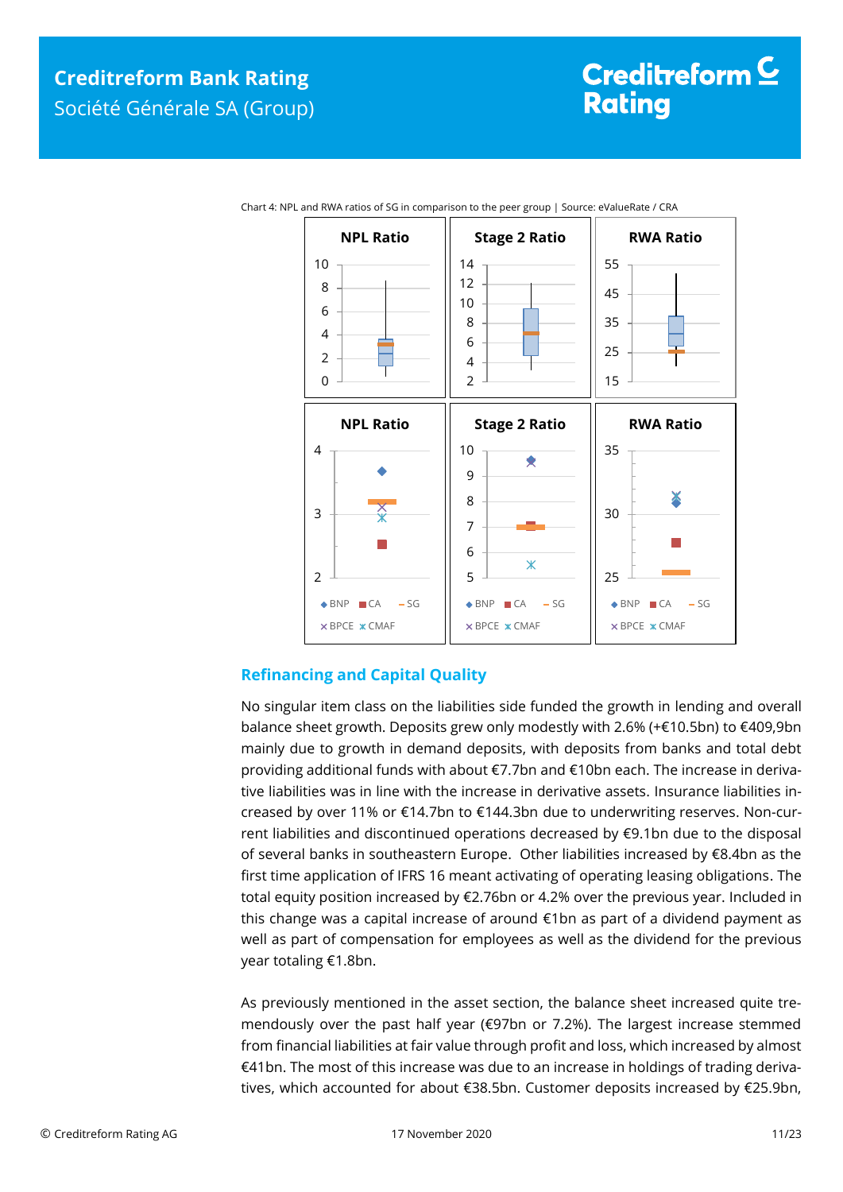Chart 4: NPL and RWA ratios of SG in comparison to the peer group | Source: eValueRate / CRA

## Refinancing and Capital Quality

No singular item class on the liabilities side funded the growth in lending and overall balance sheet growth. Deposits grew only modestly with 2.6% (+€10.5bn) to €409,9bn mainly due to growth in demand deposits, with deposits from banks and total debt providing additional funds with about €7.7bn and €10bn each. The increase in derivative liabilities was in line with the increase in derivative assets. Insurance liabilities increased by over 11% or €14.7bn to €144.3bn due to underwriting reserves. Non-current liabilities and discontinued operations decreased by €9.1bn due to the disposal of several banks in southeastern Europe. Other liabilities increased by €8.4bn as the first time application of IFRS 16 meant activating of operating leasing obligations. The total equity position increased by €2.76bn or 4.2% over the previous year. Included in this change was a capital increase of around €1bn as part of a dividend payment as well as part of compensation for employees as well as the dividend for the previous year totaling €1.8bn.

As previously mentioned in the asset section, the balance sheet increased quite tremendously over the past half year (€97bn or 7.2%). The largest increase stemmed from financial liabilities at fair value through profit and loss, which increased by almost €41bn. The most of this increase was due to an increase in holdings of trading derivatives, which accounted for about €38.5bn. Customer deposits increased by €25.9bn,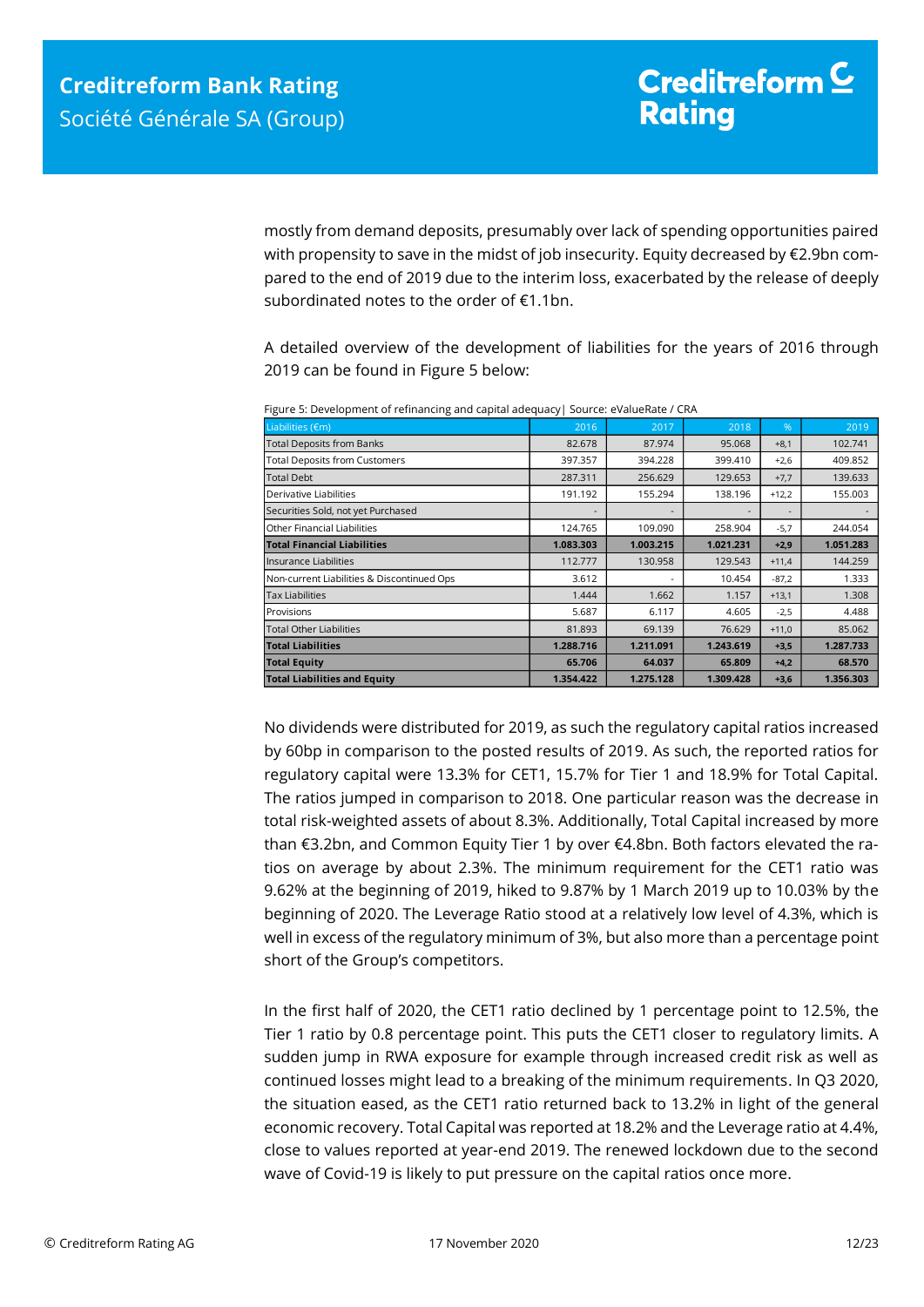mostly from demand deposits, presumably over lack of spending opportunities paired with propensity to save in the midst of job insecurity. Equity decreased by €2.9bn compared to the end of 2019 due to the interim loss, exacerbated by the release of deeply subordinated notes to the order of €1.1bn.

A detailed overview of the development of liabilities for the years of 2016 through 2019 can be found in Figure 5 below:

Figure 5: Development of refinancing and capital adequacy| Source: eValueRate / CRA

| Liabilities (€m) | 2016 | 2017 | 2018 | % | 2019 |
|---|---|---|---|---|---|
| Total Deposits from Banks | 82.678 | 87.974 | 95.068 | +8,1 | 102.741 |
| Total Deposits from Customers | 397.357 | 394.228 | 399.410 | +2,6 | 409.852 |
| Total Debt | 287.311 | 256.629 | 129.653 | +7,7 | 139.633 |
| Derivative Liabilities | 191.192 | 155.294 | 138.196 | +12,2 | 155.003 |
| Securities Sold, not yet Purchased | - | - | - | - | - |
| Other Financial Liabilities | 124.765 | 109.090 | 258.904 | -5,7 | 244.054 |
| **Total Financial Liabilities** | **1.083.303** | **1.003.215** | **1.021.231** | **+2,9** | **1.051.283** |
| Insurance Liabilities | 112.777 | 130.958 | 129.543 | +11,4 | 144.259 |
| Non-current Liabilities & Discontinued Ops | 3.612 | - | 10.454 | -87,2 | 1.333 |
| Tax Liabilities | 1.444 | 1.662 | 1.157 | +13,1 | 1.308 |
| Provisions | 5.687 | 6.117 | 4.605 | -2,5 | 4.488 |
| Total Other Liabilities | 81.893 | 69.139 | 76.629 | +11,0 | 85.062 |
| **Total Liabilities** | **1.288.716** | **1.211.091** | **1.243.619** | **+3,5** | **1.287.733** |
| **Total Equity** | **65.706** | **64.037** | **65.809** | **+4,2** | **68.570** |
| **Total Liabilities and Equity** | **1.354.422** | **1.275.128** | **1.309.428** | **+3,6** | **1.356.303** |

No dividends were distributed for 2019, as such the regulatory capital ratios increased by 60bp in comparison to the posted results of 2019. As such, the reported ratios for regulatory capital were 13.3% for CET1, 15.7% for Tier 1 and 18.9% for Total Capital. The ratios jumped in comparison to 2018. One particular reason was the decrease in total risk-weighted assets of about 8.3%. Additionally, Total Capital increased by more than €3.2bn, and Common Equity Tier 1 by over €4.8bn. Both factors elevated the ratios on average by about 2.3%. The minimum requirement for the CET1 ratio was 9.62% at the beginning of 2019, hiked to 9.87% by 1 March 2019 up to 10.03% by the beginning of 2020. The Leverage Ratio stood at a relatively low level of 4.3%, which is well in excess of the regulatory minimum of 3%, but also more than a percentage point short of the Group's competitors.

In the first half of 2020, the CET1 ratio declined by 1 percentage point to 12.5%, the Tier 1 ratio by 0.8 percentage point. This puts the CET1 closer to regulatory limits. A sudden jump in RWA exposure for example through increased credit risk as well as continued losses might lead to a breaking of the minimum requirements. In Q3 2020, the situation eased, as the CET1 ratio returned back to 13.2% in light of the general economic recovery. Total Capital was reported at 18.2% and the Leverage ratio at 4.4%, close to values reported at year-end 2019. The renewed lockdown due to the second wave of Covid-19 is likely to put pressure on the capital ratios once more.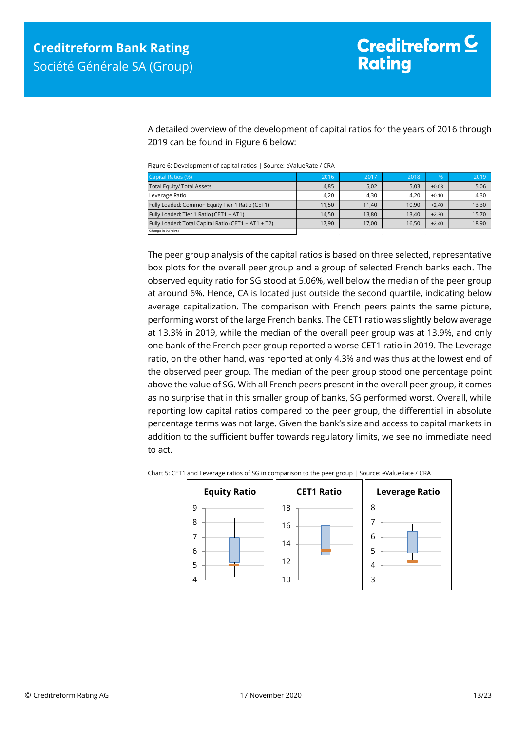A detailed overview of the development of capital ratios for the years of 2016 through 2019 can be found in Figure 6 below:

Figure 6: Development of capital ratios | Source: eValueRate / CRA

| Capital Ratios (%) | 2016 | 2017 | 2018 | % | 2019 |
|---|---|---|---|---|---|
| Total Equity/ Total Assets | 4,85 | 5,02 | 5,03 | +0,03 | 5,06 |
| Leverage Ratio | 4,20 | 4,30 | 4,20 | +0,10 | 4,30 |
| Fully Loaded: Common Equity Tier 1 Ratio (CET1) | 11,50 | 11,40 | 10,90 | +2,40 | 13,30 |
| Fully Loaded: Tier 1 Ratio (CET1 + AT1) | 14,50 | 13,80 | 13,40 | +2,30 | 15,70 |
| Fully Loaded: Total Capital Ratio (CET1 + AT1 + T2) | 17,90 | 17,00 | 16,50 | +2,40 | 18,90 |

Change in %-Points

The peer group analysis of the capital ratios is based on three selected, representative box plots for the overall peer group and a group of selected French banks each. The observed equity ratio for SG stood at 5.06%, well below the median of the peer group at around 6%. Hence, CA is located just outside the second quartile, indicating below average capitalization. The comparison with French peers paints the same picture, performing worst of the large French banks. The CET1 ratio was slightly below average at 13.3% in 2019, while the median of the overall peer group was at 13.9%, and only one bank of the French peer group reported a worse CET1 ratio in 2019. The Leverage ratio, on the other hand, was reported at only 4.3% and was thus at the lowest end of the observed peer group. The median of the peer group stood one percentage point above the value of SG. With all French peers present in the overall peer group, it comes as no surprise that in this smaller group of banks, SG performed worst. Overall, while reporting low capital ratios compared to the peer group, the differential in absolute percentage terms was not large. Given the bank's size and access to capital markets in addition to the sufficient buffer towards regulatory limits, we see no immediate need to act.

Chart 5: CET1 and Leverage ratios of SG in comparison to the peer group | Source: eValueRate / CRA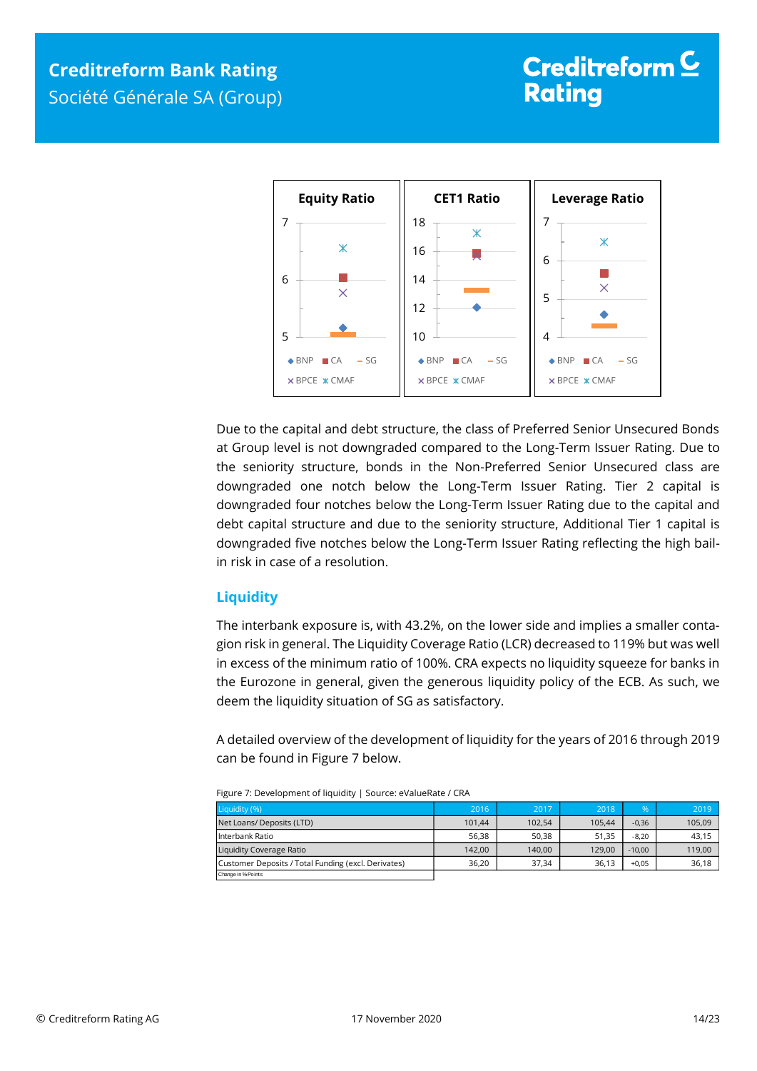Due to the capital and debt structure, the class of Preferred Senior Unsecured Bonds at Group level is not downgraded compared to the Long-Term Issuer Rating. Due to the seniority structure, bonds in the Non-Preferred Senior Unsecured class are downgraded one notch below the Long-Term Issuer Rating. Tier 2 capital is downgraded four notches below the Long-Term Issuer Rating due to the capital and debt capital structure and due to the seniority structure, Additional Tier 1 capital is downgraded five notches below the Long-Term Issuer Rating reflecting the high bail-in risk in case of a resolution.

## Liquidity

The interbank exposure is, with 43.2%, on the lower side and implies a smaller contagion risk in general. The Liquidity Coverage Ratio (LCR) decreased to 119% but was well in excess of the minimum ratio of 100%. CRA expects no liquidity squeeze for banks in the Eurozone in general, given the generous liquidity policy of the ECB. As such, we deem the liquidity situation of SG as satisfactory.

A detailed overview of the development of liquidity for the years of 2016 through 2019 can be found in Figure 7 below.

Figure 7: Development of liquidity | Source: eValueRate / CRA

| Liquidity (%) | 2016 | 2017 | 2018 | % | 2019 |
|---|---|---|---|---|---|
| Net Loans/ Deposits (LTD) | 101,44 | 102,54 | 105,44 | -0,36 | 105,09 |
| Interbank Ratio | 56,38 | 50,38 | 51,35 | -8,20 | 43,15 |
| Liquidity Coverage Ratio | 142,00 | 140,00 | 129,00 | -10,00 | 119,00 |
| Customer Deposits / Total Funding (excl. Derivates) | 36,20 | 37,34 | 36,13 | +0,05 | 36,18 |

Change in %Points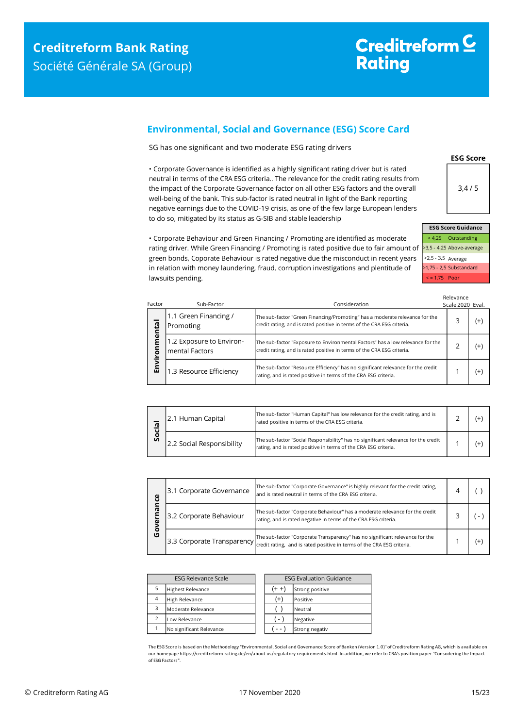## Environmental, Social and Governance (ESG) Score Card

SG has one significant and two moderate ESG rating drivers

• Corporate Governance is identified as a highly significant rating driver but is rated neutral in terms of the CRA ESG criteria.. The relevance for the credit rating results from the impact of the Corporate Governance factor on all other ESG factors and the overall well-being of the bank. This sub-factor is rated neutral in light of the Bank reporting negative earnings due to the COVID-19 crisis, as one of the few large European lenders to do so, mitigated by its status as G-SIB and stable leadership

• Corporate Behaviour and Green Financing / Promoting are identified as moderate rating driver. While Green Financing / Promoting is rated positive due to fair amount of green bonds, Coporate Behaviour is rated negative due the misconduct in recent years in relation with money laundering, fraud, corruption investigations and plentitude of lawsuits pending.

**ESG Score**

3,4 / 5

| ESG Score Guidance | |
|---|---|
| > 4,25 | Outstanding |
| >3,5 - 4,25 | Above-average |
| >2,5 - 3,5 | Average |
| >1,75 - 2,5 | Substandard |
| < = 1,75 | Poor |

| Factor | Sub-Factor | Consideration | Relevance Scale 2020 | Eval. |
|---|---|---|---|---|
| Environmental | 1.1 Green Financing / Promoting | The sub-factor "Green Financing/Promoting" has a moderate relevance for the credit rating, and is rated positive in terms of the CRA ESG criteria. | 3 | (+) |
| | 1.2 Exposure to Environmental Factors | The sub-factor "Exposure to Environmental Factors" has a low relevance for the credit rating, and is rated positive in terms of the CRA ESG criteria. | 2 | (+) |
| | 1.3 Resource Efficiency | The sub-factor "Resource Efficiency" has no significant relevance for the credit rating, and is rated positive in terms of the CRA ESG criteria. | 1 | (+) |
| Social | 2.1 Human Capital | The sub-factor "Human Capital" has low relevance for the credit rating, and is rated positive in terms of the CRA ESG criteria. | 2 | (+) |
| | 2.2 Social Responsibility | The sub-factor "Social Responsibility" has no significant relevance for the credit rating, and is rated positive in terms of the CRA ESG criteria. | 1 | (+) |
| Governance | 3.1 Corporate Governance | The sub-factor "Corporate Governance" is highly relevant for the credit rating, and is rated neutral in terms of the CRA ESG criteria. | 4 | ( ) |
| | 3.2 Corporate Behaviour | The sub-factor "Corporate Behaviour" has a moderate relevance for the credit rating, and is rated negative in terms of the CRA ESG criteria. | 3 | ( - ) |
| | 3.3 Corporate Transparency | The sub-factor "Corporate Transparency" has no significant relevance for the credit rating, and is rated positive in terms of the CRA ESG criteria. | 1 | (+) |

| ESG Relevance Scale | |
|---|---|
| 5 | Highest Relevance |
| 4 | High Relevance |
| 3 | Moderate Relevance |
| 2 | Low Relevance |
| 1 | No significant Relevance |

| ESG Evaluation Guidance | |
|---|---|
| (+ +) | Strong positive |
| (+) | Positive |
| ( ) | Neutral |
| ( - ) | Negative |
| ( - - ) | Strong negativ |

The ESG Score is based on the Methodology "Environmental, Social and Governance Score of Banken (Version 1.0)" of Creditreform Rating AG, which is available on our homepage https://creditreform-rating.de/en/about-us/regulatory-requirements.html. In addition, we refer to CRA's position paper "Consodering the Impact of ESG Factors".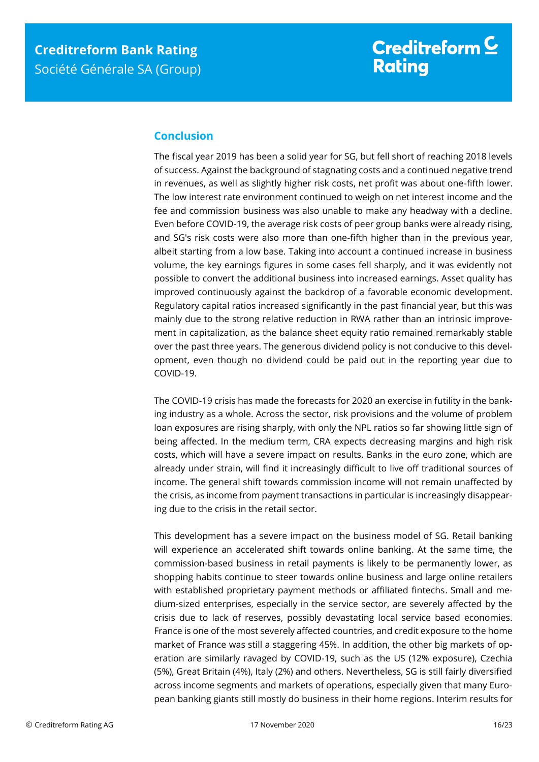## Conclusion

The fiscal year 2019 has been a solid year for SG, but fell short of reaching 2018 levels of success. Against the background of stagnating costs and a continued negative trend in revenues, as well as slightly higher risk costs, net profit was about one-fifth lower. The low interest rate environment continued to weigh on net interest income and the fee and commission business was also unable to make any headway with a decline. Even before COVID-19, the average risk costs of peer group banks were already rising, and SG's risk costs were also more than one-fifth higher than in the previous year, albeit starting from a low base. Taking into account a continued increase in business volume, the key earnings figures in some cases fell sharply, and it was evidently not possible to convert the additional business into increased earnings. Asset quality has improved continuously against the backdrop of a favorable economic development. Regulatory capital ratios increased significantly in the past financial year, but this was mainly due to the strong relative reduction in RWA rather than an intrinsic improvement in capitalization, as the balance sheet equity ratio remained remarkably stable over the past three years. The generous dividend policy is not conducive to this development, even though no dividend could be paid out in the reporting year due to COVID-19.

The COVID-19 crisis has made the forecasts for 2020 an exercise in futility in the banking industry as a whole. Across the sector, risk provisions and the volume of problem loan exposures are rising sharply, with only the NPL ratios so far showing little sign of being affected. In the medium term, CRA expects decreasing margins and high risk costs, which will have a severe impact on results. Banks in the euro zone, which are already under strain, will find it increasingly difficult to live off traditional sources of income. The general shift towards commission income will not remain unaffected by the crisis, as income from payment transactions in particular is increasingly disappearing due to the crisis in the retail sector.

This development has a severe impact on the business model of SG. Retail banking will experience an accelerated shift towards online banking. At the same time, the commission-based business in retail payments is likely to be permanently lower, as shopping habits continue to steer towards online business and large online retailers with established proprietary payment methods or affiliated fintechs. Small and medium-sized enterprises, especially in the service sector, are severely affected by the crisis due to lack of reserves, possibly devastating local service based economies. France is one of the most severely affected countries, and credit exposure to the home market of France was still a staggering 45%. In addition, the other big markets of operation are similarly ravaged by COVID-19, such as the US (12% exposure), Czechia (5%), Great Britain (4%), Italy (2%) and others. Nevertheless, SG is still fairly diversified across income segments and markets of operations, especially given that many European banking giants still mostly do business in their home regions. Interim results for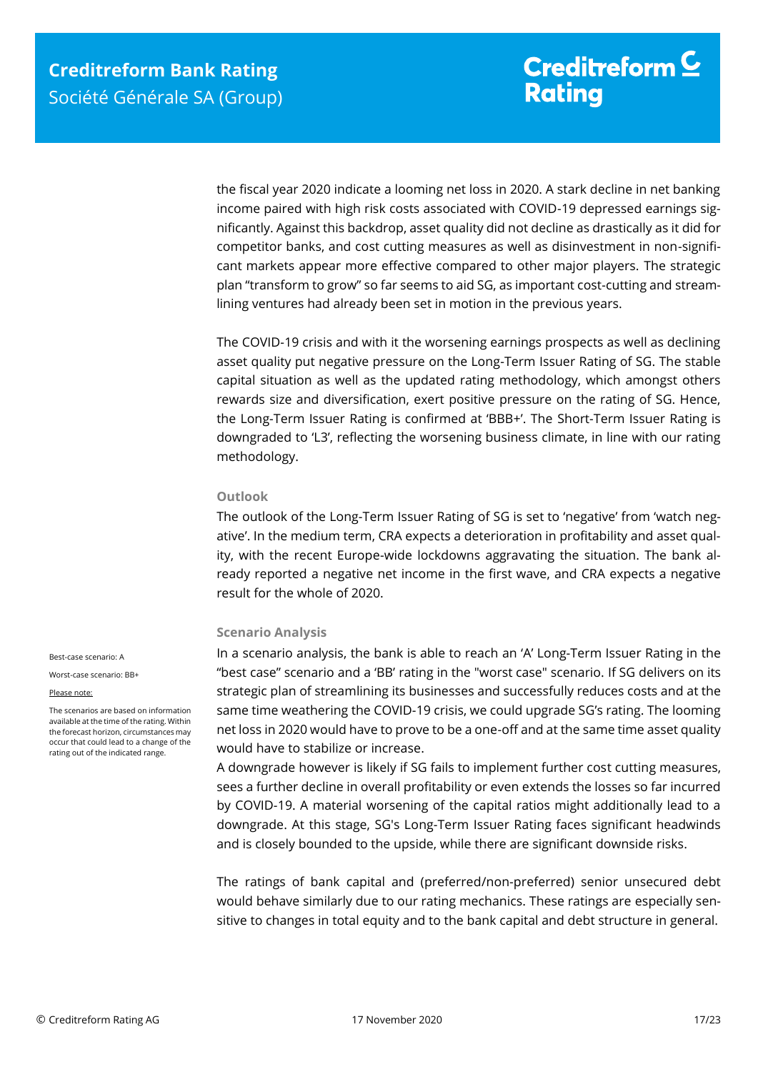the fiscal year 2020 indicate a looming net loss in 2020. A stark decline in net banking income paired with high risk costs associated with COVID-19 depressed earnings significantly. Against this backdrop, asset quality did not decline as drastically as it did for competitor banks, and cost cutting measures as well as disinvestment in non-significant markets appear more effective compared to other major players. The strategic plan "transform to grow" so far seems to aid SG, as important cost-cutting and streamlining ventures had already been set in motion in the previous years.

The COVID-19 crisis and with it the worsening earnings prospects as well as declining asset quality put negative pressure on the Long-Term Issuer Rating of SG. The stable capital situation as well as the updated rating methodology, which amongst others rewards size and diversification, exert positive pressure on the rating of SG. Hence, the Long-Term Issuer Rating is confirmed at 'BBB+'. The Short-Term Issuer Rating is downgraded to 'L3', reflecting the worsening business climate, in line with our rating methodology.

### Outlook

The outlook of the Long-Term Issuer Rating of SG is set to 'negative' from 'watch negative'. In the medium term, CRA expects a deterioration in profitability and asset quality, with the recent Europe-wide lockdowns aggravating the situation. The bank already reported a negative net income in the first wave, and CRA expects a negative result for the whole of 2020.

### Scenario Analysis

Best-case scenario: A

Worst-case scenario: BB+

Please note:

The scenarios are based on information available at the time of the rating. Within the forecast horizon, circumstances may occur that could lead to a change of the rating out of the indicated range.

In a scenario analysis, the bank is able to reach an 'A' Long-Term Issuer Rating in the "best case" scenario and a 'BB' rating in the "worst case" scenario. If SG delivers on its strategic plan of streamlining its businesses and successfully reduces costs and at the same time weathering the COVID-19 crisis, we could upgrade SG's rating. The looming net loss in 2020 would have to prove to be a one-off and at the same time asset quality would have to stabilize or increase.

A downgrade however is likely if SG fails to implement further cost cutting measures, sees a further decline in overall profitability or even extends the losses so far incurred by COVID-19. A material worsening of the capital ratios might additionally lead to a downgrade. At this stage, SG's Long-Term Issuer Rating faces significant headwinds and is closely bounded to the upside, while there are significant downside risks.

The ratings of bank capital and (preferred/non-preferred) senior unsecured debt would behave similarly due to our rating mechanics. These ratings are especially sensitive to changes in total equity and to the bank capital and debt structure in general.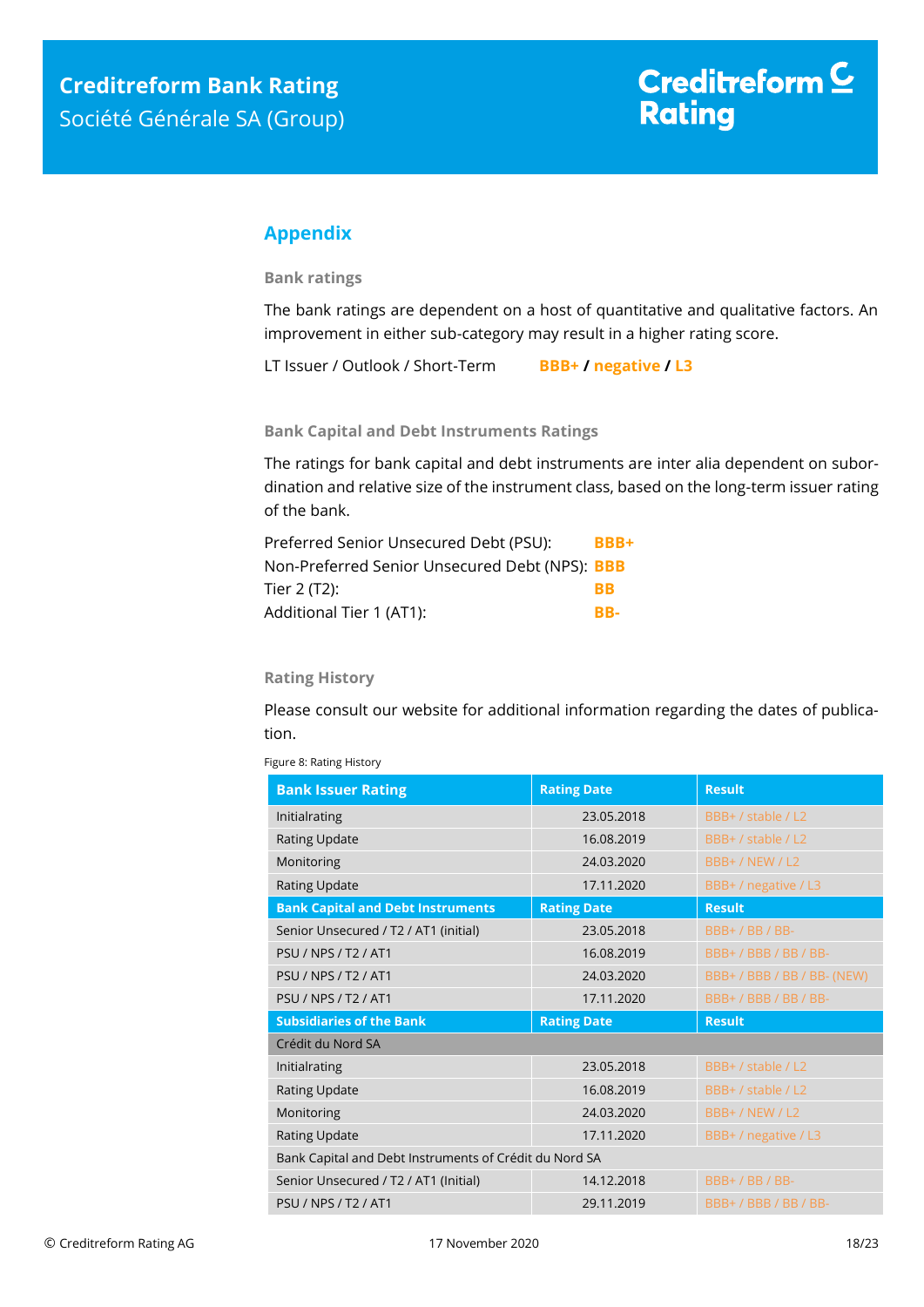## Appendix

### Bank ratings

The bank ratings are dependent on a host of quantitative and qualitative factors. An improvement in either sub-category may result in a higher rating score.

LT Issuer / Outlook / Short-Term **BBB+ / negative / L3**

### Bank Capital and Debt Instruments Ratings

The ratings for bank capital and debt instruments are inter alia dependent on subordination and relative size of the instrument class, based on the long-term issuer rating of the bank.

Preferred Senior Unsecured Debt (PSU): **BBB+**
Non-Preferred Senior Unsecured Debt (NPS): **BBB**
Tier 2 (T2): **BB**
Additional Tier 1 (AT1): **BB-**

### Rating History

Please consult our website for additional information regarding the dates of publication.

Figure 8: Rating History

| Bank Issuer Rating | Rating Date | Result |
|---|---|---|
| Initialrating | 23.05.2018 | BBB+ / stable / L2 |
| Rating Update | 16.08.2019 | BBB+ / stable / L2 |
| Monitoring | 24.03.2020 | BBB+ / NEW / L2 |
| Rating Update | 17.11.2020 | BBB+ / negative / L3 |
| **Bank Capital and Debt Instruments** | **Rating Date** | **Result** |
| Senior Unsecured / T2 / AT1 (initial) | 23.05.2018 | BBB+ / BB / BB- |
| PSU / NPS / T2 / AT1 | 16.08.2019 | BBB+ / BBB / BB / BB- |
| PSU / NPS / T2 / AT1 | 24.03.2020 | BBB+ / BBB / BB / BB- (NEW) |
| PSU / NPS / T2 / AT1 | 17.11.2020 | BBB+ / BBB / BB / BB- |
| **Subsidiaries of the Bank** | **Rating Date** | **Result** |
| Crédit du Nord SA | | |
| Initialrating | 23.05.2018 | BBB+ / stable / L2 |
| Rating Update | 16.08.2019 | BBB+ / stable / L2 |
| Monitoring | 24.03.2020 | BBB+ / NEW / L2 |
| Rating Update | 17.11.2020 | BBB+ / negative / L3 |
| Bank Capital and Debt Instruments of Crédit du Nord SA | | |
| Senior Unsecured / T2 / AT1 (Initial) | 14.12.2018 | BBB+ / BB / BB- |
| PSU / NPS / T2 / AT1 | 29.11.2019 | BBB+ / BBB / BB / BB- |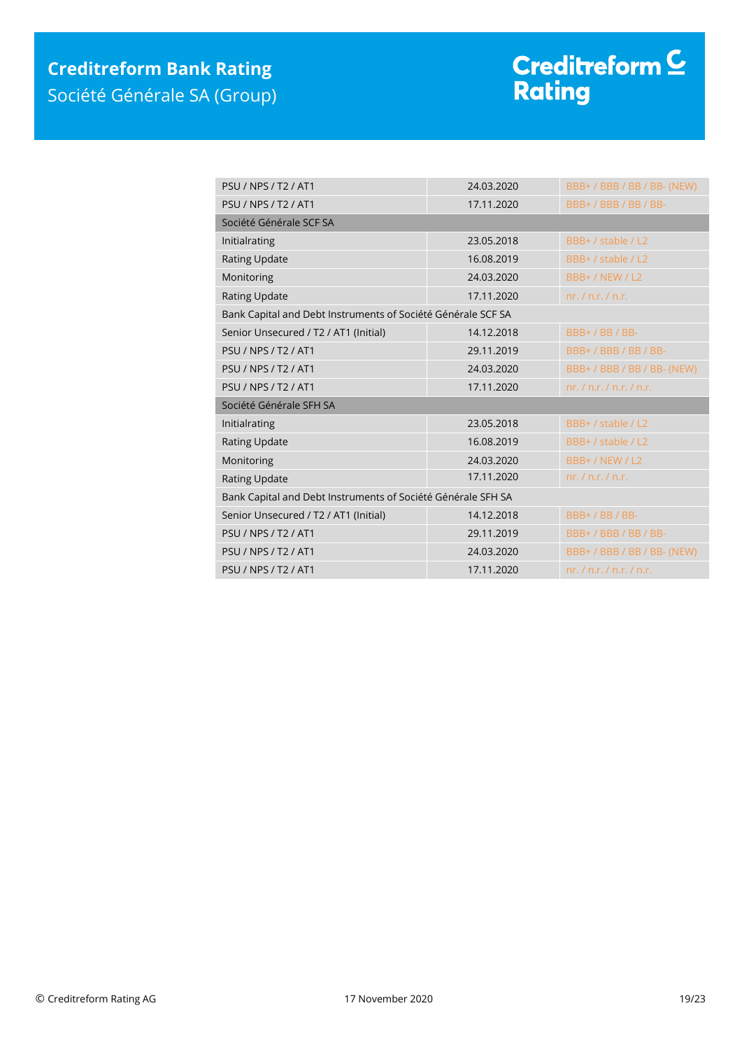| | | |
|---|---|---|
| PSU / NPS / T2 / AT1 | 24.03.2020 | BBB+ / BBB / BB / BB- (NEW) |
| PSU / NPS / T2 / AT1 | 17.11.2020 | BBB+ / BBB / BB / BB- |
| Société Générale SCF SA | | |
| Initialrating | 23.05.2018 | BBB+ / stable / L2 |
| Rating Update | 16.08.2019 | BBB+ / stable / L2 |
| Monitoring | 24.03.2020 | BBB+ / NEW / L2 |
| Rating Update | 17.11.2020 | nr. / n.r. / n.r. |
| Bank Capital and Debt Instruments of Société Générale SCF SA | | |
| Senior Unsecured / T2 / AT1 (Initial) | 14.12.2018 | BBB+ / BB / BB- |
| PSU / NPS / T2 / AT1 | 29.11.2019 | BBB+ / BBB / BB / BB- |
| PSU / NPS / T2 / AT1 | 24.03.2020 | BBB+ / BBB / BB / BB- (NEW) |
| PSU / NPS / T2 / AT1 | 17.11.2020 | nr. / n.r. / n.r. / n.r. |
| Société Générale SFH SA | | |
| Initialrating | 23.05.2018 | BBB+ / stable / L2 |
| Rating Update | 16.08.2019 | BBB+ / stable / L2 |
| Monitoring | 24.03.2020 | BBB+ / NEW / L2 |
| Rating Update | 17.11.2020 | nr. / n.r. / n.r. |
| Bank Capital and Debt Instruments of Société Générale SFH SA | | |
| Senior Unsecured / T2 / AT1 (Initial) | 14.12.2018 | BBB+ / BB / BB- |
| PSU / NPS / T2 / AT1 | 29.11.2019 | BBB+ / BBB / BB / BB- |
| PSU / NPS / T2 / AT1 | 24.03.2020 | BBB+ / BBB / BB / BB- (NEW) |
| PSU / NPS / T2 / AT1 | 17.11.2020 | nr. / n.r. / n.r. / n.r. |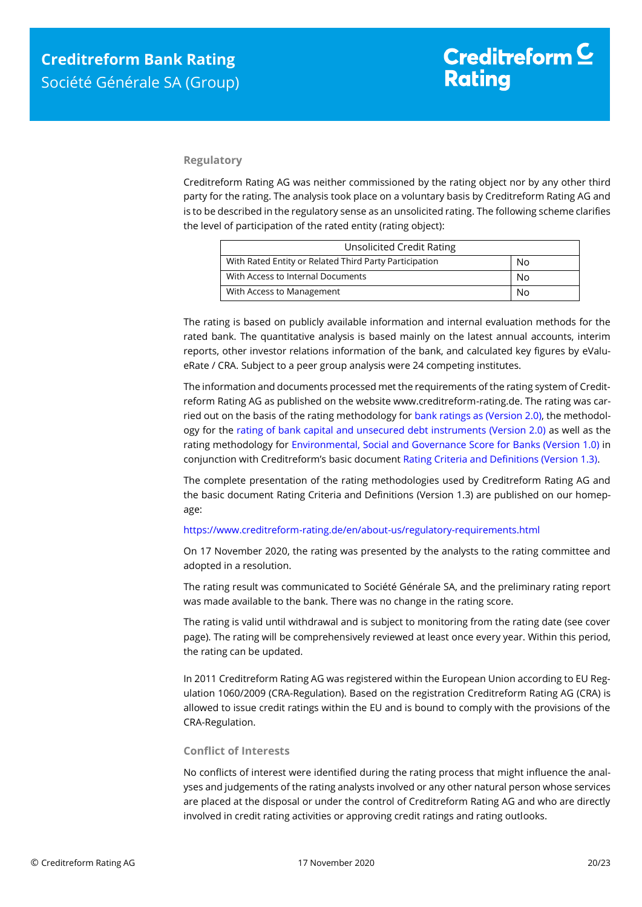### Regulatory

Creditreform Rating AG was neither commissioned by the rating object nor by any other third party for the rating. The analysis took place on a voluntary basis by Creditreform Rating AG and is to be described in the regulatory sense as an unsolicited rating. The following scheme clarifies the level of participation of the rated entity (rating object):

| Unsolicited Credit Rating | |
|---|---|
| With Rated Entity or Related Third Party Participation | No |
| With Access to Internal Documents | No |
| With Access to Management | No |

The rating is based on publicly available information and internal evaluation methods for the rated bank. The quantitative analysis is based mainly on the latest annual accounts, interim reports, other investor relations information of the bank, and calculated key figures by eValueRate / CRA. Subject to a peer group analysis were 24 competing institutes.

The information and documents processed met the requirements of the rating system of Creditreform Rating AG as published on the website www.creditreform-rating.de. The rating was carried out on the basis of the rating methodology for bank ratings as (Version 2.0), the methodology for the rating of bank capital and unsecured debt instruments (Version 2.0) as well as the rating methodology for Environmental, Social and Governance Score for Banks (Version 1.0) in conjunction with Creditreform's basic document Rating Criteria and Definitions (Version 1.3).

The complete presentation of the rating methodologies used by Creditreform Rating AG and the basic document Rating Criteria and Definitions (Version 1.3) are published on our homepage:

https://www.creditreform-rating.de/en/about-us/regulatory-requirements.html

On 17 November 2020, the rating was presented by the analysts to the rating committee and adopted in a resolution.

The rating result was communicated to Société Générale SA, and the preliminary rating report was made available to the bank. There was no change in the rating score.

The rating is valid until withdrawal and is subject to monitoring from the rating date (see cover page). The rating will be comprehensively reviewed at least once every year. Within this period, the rating can be updated.

In 2011 Creditreform Rating AG was registered within the European Union according to EU Regulation 1060/2009 (CRA-Regulation). Based on the registration Creditreform Rating AG (CRA) is allowed to issue credit ratings within the EU and is bound to comply with the provisions of the CRA-Regulation.

### Conflict of Interests

No conflicts of interest were identified during the rating process that might influence the analyses and judgements of the rating analysts involved or any other natural person whose services are placed at the disposal or under the control of Creditreform Rating AG and who are directly involved in credit rating activities or approving credit ratings and rating outlooks.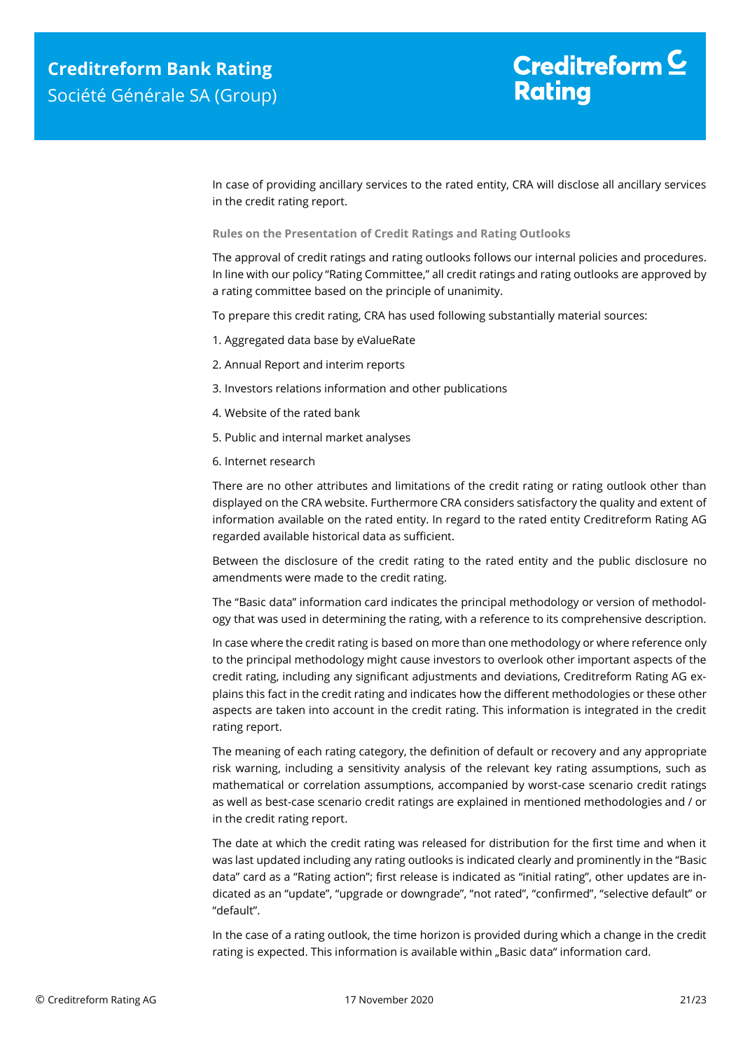In case of providing ancillary services to the rated entity, CRA will disclose all ancillary services in the credit rating report.

### Rules on the Presentation of Credit Ratings and Rating Outlooks

The approval of credit ratings and rating outlooks follows our internal policies and procedures. In line with our policy "Rating Committee," all credit ratings and rating outlooks are approved by a rating committee based on the principle of unanimity.

To prepare this credit rating, CRA has used following substantially material sources:

1. Aggregated data base by eValueRate
2. Annual Report and interim reports
3. Investors relations information and other publications
4. Website of the rated bank
5. Public and internal market analyses
6. Internet research

There are no other attributes and limitations of the credit rating or rating outlook other than displayed on the CRA website. Furthermore CRA considers satisfactory the quality and extent of information available on the rated entity. In regard to the rated entity Creditreform Rating AG regarded available historical data as sufficient.

Between the disclosure of the credit rating to the rated entity and the public disclosure no amendments were made to the credit rating.

The "Basic data" information card indicates the principal methodology or version of methodology that was used in determining the rating, with a reference to its comprehensive description.

In case where the credit rating is based on more than one methodology or where reference only to the principal methodology might cause investors to overlook other important aspects of the credit rating, including any significant adjustments and deviations, Creditreform Rating AG explains this fact in the credit rating and indicates how the different methodologies or these other aspects are taken into account in the credit rating. This information is integrated in the credit rating report.

The meaning of each rating category, the definition of default or recovery and any appropriate risk warning, including a sensitivity analysis of the relevant key rating assumptions, such as mathematical or correlation assumptions, accompanied by worst-case scenario credit ratings as well as best-case scenario credit ratings are explained in mentioned methodologies and / or in the credit rating report.

The date at which the credit rating was released for distribution for the first time and when it was last updated including any rating outlooks is indicated clearly and prominently in the "Basic data" card as a "Rating action"; first release is indicated as "initial rating", other updates are indicated as an "update", "upgrade or downgrade", "not rated", "confirmed", "selective default" or "default".

In the case of a rating outlook, the time horizon is provided during which a change in the credit rating is expected. This information is available within „Basic data" information card.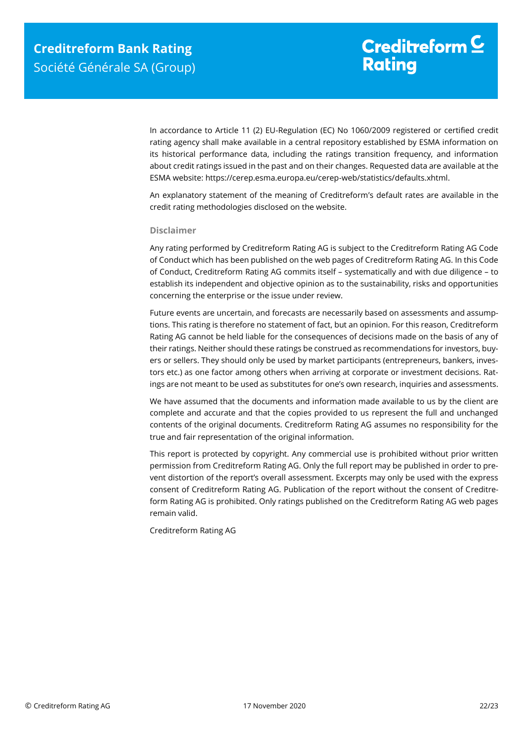In accordance to Article 11 (2) EU-Regulation (EC) No 1060/2009 registered or certified credit rating agency shall make available in a central repository established by ESMA information on its historical performance data, including the ratings transition frequency, and information about credit ratings issued in the past and on their changes. Requested data are available at the ESMA website: https://cerep.esma.europa.eu/cerep-web/statistics/defaults.xhtml.

An explanatory statement of the meaning of Creditreform's default rates are available in the credit rating methodologies disclosed on the website.

### Disclaimer

Any rating performed by Creditreform Rating AG is subject to the Creditreform Rating AG Code of Conduct which has been published on the web pages of Creditreform Rating AG. In this Code of Conduct, Creditreform Rating AG commits itself – systematically and with due diligence – to establish its independent and objective opinion as to the sustainability, risks and opportunities concerning the enterprise or the issue under review.

Future events are uncertain, and forecasts are necessarily based on assessments and assumptions. This rating is therefore no statement of fact, but an opinion. For this reason, Creditreform Rating AG cannot be held liable for the consequences of decisions made on the basis of any of their ratings. Neither should these ratings be construed as recommendations for investors, buyers or sellers. They should only be used by market participants (entrepreneurs, bankers, investors etc.) as one factor among others when arriving at corporate or investment decisions. Ratings are not meant to be used as substitutes for one's own research, inquiries and assessments.

We have assumed that the documents and information made available to us by the client are complete and accurate and that the copies provided to us represent the full and unchanged contents of the original documents. Creditreform Rating AG assumes no responsibility for the true and fair representation of the original information.

This report is protected by copyright. Any commercial use is prohibited without prior written permission from Creditreform Rating AG. Only the full report may be published in order to prevent distortion of the report's overall assessment. Excerpts may only be used with the express consent of Creditreform Rating AG. Publication of the report without the consent of Creditreform Rating AG is prohibited. Only ratings published on the Creditreform Rating AG web pages remain valid.

Creditreform Rating AG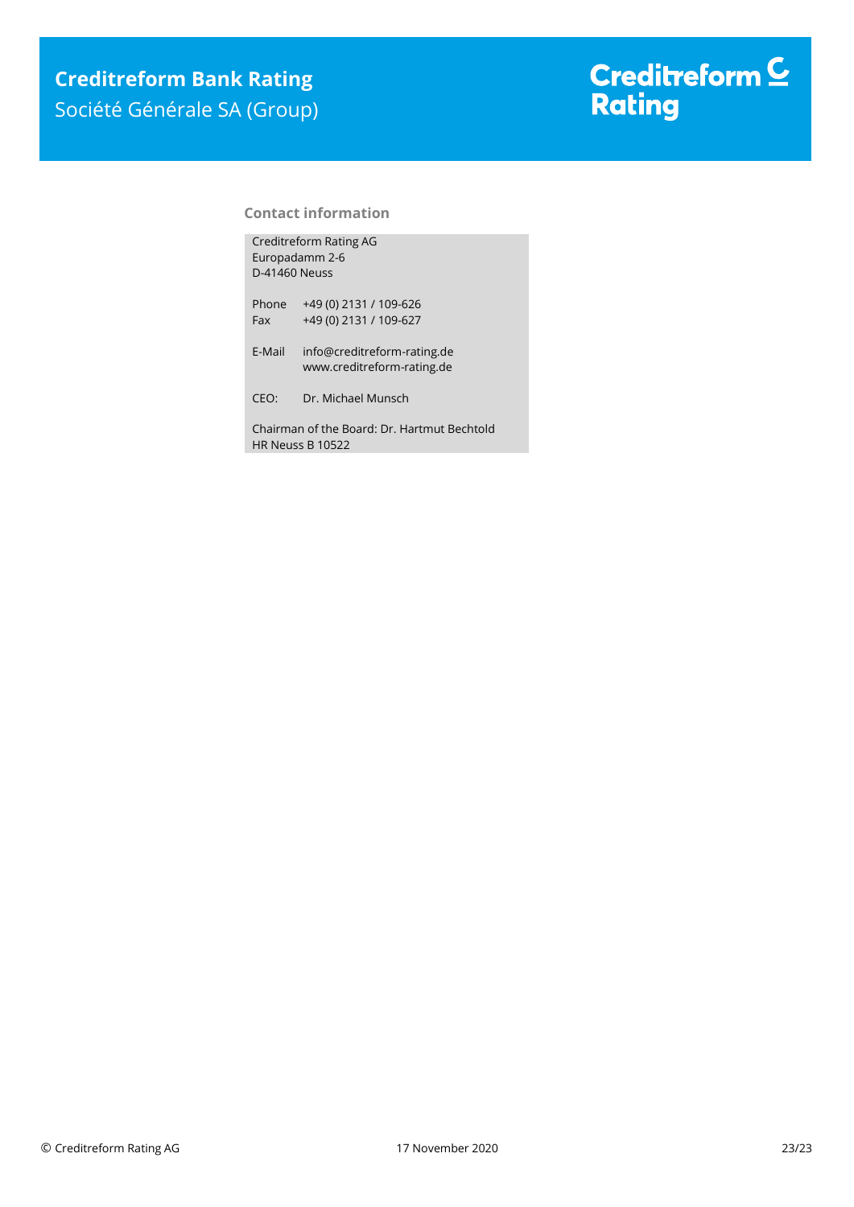## Contact information

Creditreform Rating AG
Europadamm 2-6
D-41460 Neuss

Phone +49 (0) 2131 / 109-626
Fax +49 (0) 2131 / 109-627

E-Mail info@creditreform-rating.de
www.creditreform-rating.de

CEO: Dr. Michael Munsch

Chairman of the Board: Dr. Hartmut Bechtold
HR Neuss B 10522